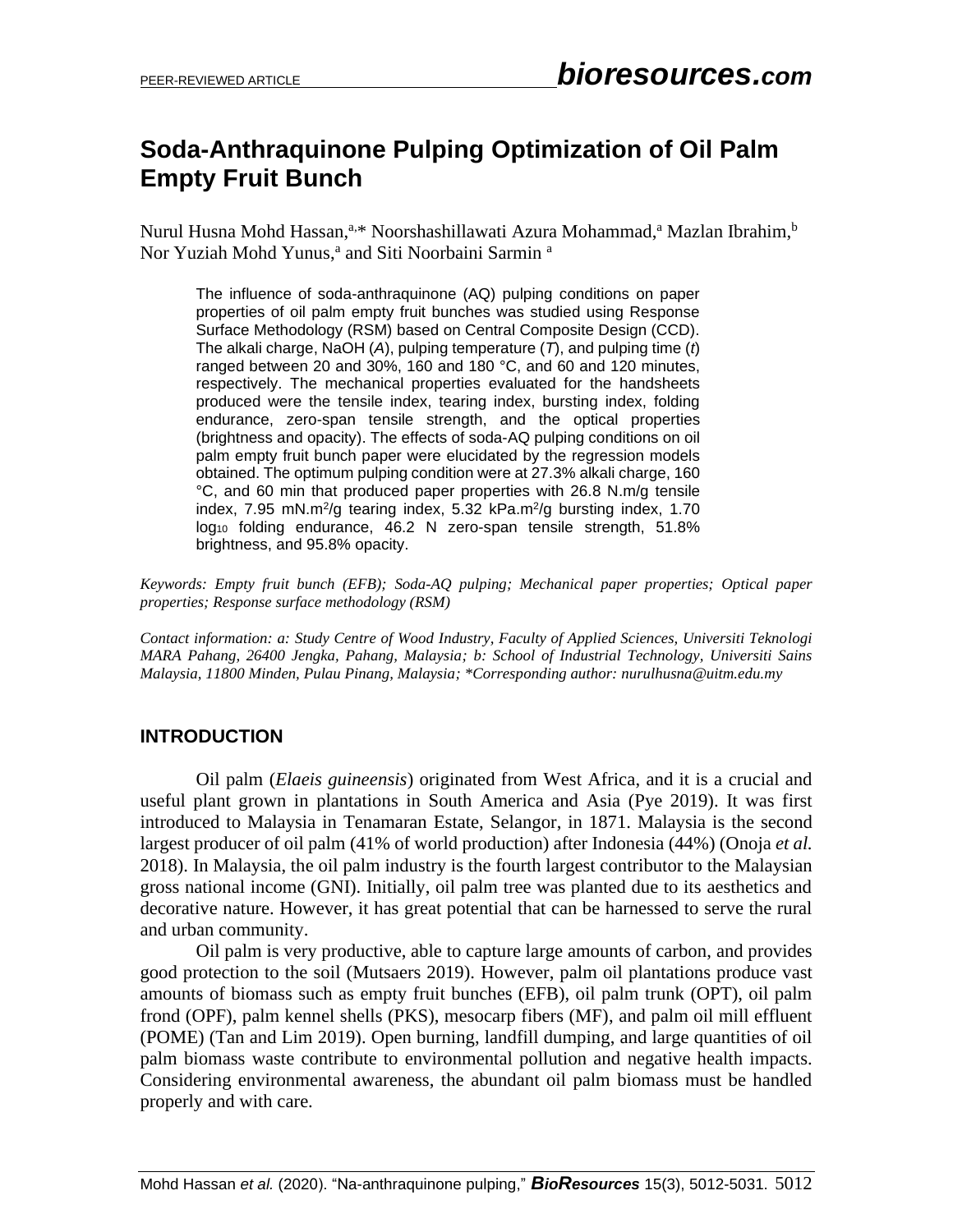# Soda-Anthraquinone Pulping Optimization of Oil Palm Empty Fruit Bunch

Nurul Husna Mohd Hassan,[a,*] Noorshashillawati Azura Mohammad,[a] Mazlan Ibrahim,[b] Nor Yuziah Mohd Yunus,[a] and Siti Noorbaini Sarmin [a]

The influence of soda-anthraquinone (AQ) pulping conditions on paper properties of oil palm empty fruit bunches was studied using Response Surface Methodology (RSM) based on Central Composite Design (CCD). The alkali charge, NaOH (*A*), pulping temperature (*T*), and pulping time (*t*) ranged between 20 and 30%, 160 and 180 °C, and 60 and 120 minutes, respectively. The mechanical properties evaluated for the handsheets produced were the tensile index, tearing index, bursting index, folding endurance, zero-span tensile strength, and the optical properties (brightness and opacity). The effects of soda-AQ pulping conditions on oil palm empty fruit bunch paper were elucidated by the regression models obtained. The optimum pulping condition were at 27.3% alkali charge, 160 °C, and 60 min that produced paper properties with 26.8 N.m/g tensile index, 7.95 mN.m$^2$/g tearing index, 5.32 kPa.m$^2$/g bursting index, 1.70 $\log_{10}$ folding endurance, 46.2 N zero-span tensile strength, 51.8% brightness, and 95.8% opacity.

*Keywords: Empty fruit bunch (EFB); Soda-AQ pulping; Mechanical paper properties; Optical paper properties; Response surface methodology (RSM)*

*Contact information: a: Study Centre of Wood Industry, Faculty of Applied Sciences, Universiti Teknologi MARA Pahang, 26400 Jengka, Pahang, Malaysia; b: School of Industrial Technology, Universiti Sains Malaysia, 11800 Minden, Pulau Pinang, Malaysia; \*Corresponding author: nurulhusna@uitm.edu.my*

## INTRODUCTION

Oil palm (*Elaeis guineensis*) originated from West Africa, and it is a crucial and useful plant grown in plantations in South America and Asia (Pye 2019). It was first introduced to Malaysia in Tenamaran Estate, Selangor, in 1871. Malaysia is the second largest producer of oil palm (41% of world production) after Indonesia (44%) (Onoja *et al.* 2018). In Malaysia, the oil palm industry is the fourth largest contributor to the Malaysian gross national income (GNI). Initially, oil palm tree was planted due to its aesthetics and decorative nature. However, it has great potential that can be harnessed to serve the rural and urban community.

Oil palm is very productive, able to capture large amounts of carbon, and provides good protection to the soil (Mutsaers 2019). However, palm oil plantations produce vast amounts of biomass such as empty fruit bunches (EFB), oil palm trunk (OPT), oil palm frond (OPF), palm kennel shells (PKS), mesocarp fibers (MF), and palm oil mill effluent (POME) (Tan and Lim 2019). Open burning, landfill dumping, and large quantities of oil palm biomass waste contribute to environmental pollution and negative health impacts. Considering environmental awareness, the abundant oil palm biomass must be handled properly and with care.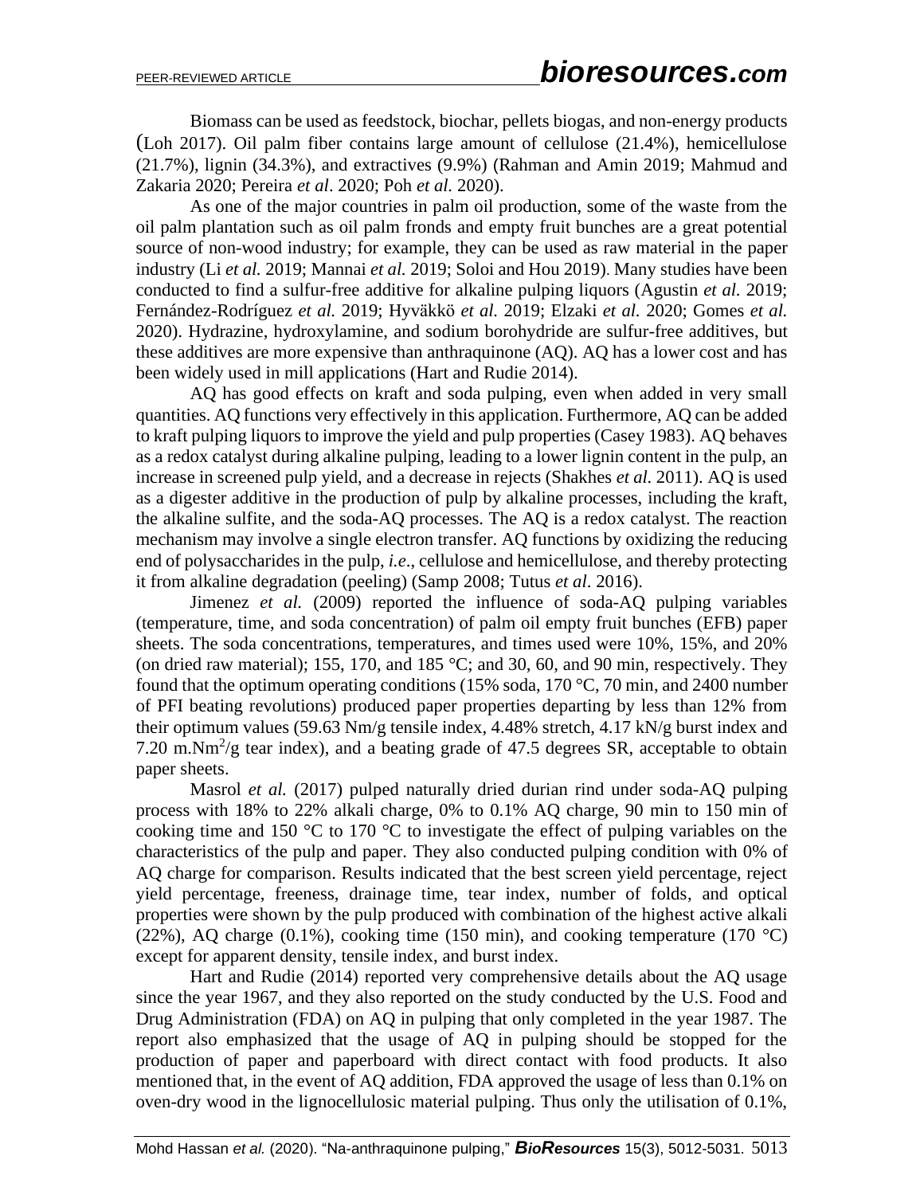Biomass can be used as feedstock, biochar, pellets biogas, and non-energy products (Loh 2017). Oil palm fiber contains large amount of cellulose (21.4%), hemicellulose (21.7%), lignin (34.3%), and extractives (9.9%) (Rahman and Amin 2019; Mahmud and Zakaria 2020; Pereira *et al*. 2020; Poh *et al.* 2020).

As one of the major countries in palm oil production, some of the waste from the oil palm plantation such as oil palm fronds and empty fruit bunches are a great potential source of non-wood industry; for example, they can be used as raw material in the paper industry (Li *et al.* 2019; Mannai *et al.* 2019; Soloi and Hou 2019). Many studies have been conducted to find a sulfur-free additive for alkaline pulping liquors (Agustin *et al.* 2019; Fernández-Rodríguez *et al.* 2019; Hyväkkö *et al.* 2019; Elzaki *et al.* 2020; Gomes *et al.* 2020). Hydrazine, hydroxylamine, and sodium borohydride are sulfur-free additives, but these additives are more expensive than anthraquinone (AQ). AQ has a lower cost and has been widely used in mill applications (Hart and Rudie 2014).

AQ has good effects on kraft and soda pulping, even when added in very small quantities. AQ functions very effectively in this application. Furthermore, AQ can be added to kraft pulping liquors to improve the yield and pulp properties (Casey 1983). AQ behaves as a redox catalyst during alkaline pulping, leading to a lower lignin content in the pulp, an increase in screened pulp yield, and a decrease in rejects (Shakhes *et al.* 2011). AQ is used as a digester additive in the production of pulp by alkaline processes, including the kraft, the alkaline sulfite, and the soda-AQ processes. The AQ is a redox catalyst. The reaction mechanism may involve a single electron transfer. AQ functions by oxidizing the reducing end of polysaccharides in the pulp, *i.e*., cellulose and hemicellulose, and thereby protecting it from alkaline degradation (peeling) (Samp 2008; Tutus *et al*. 2016).

Jimenez *et al.* (2009) reported the influence of soda-AQ pulping variables (temperature, time, and soda concentration) of palm oil empty fruit bunches (EFB) paper sheets. The soda concentrations, temperatures, and times used were 10%, 15%, and 20% (on dried raw material); 155, 170, and 185 °C; and 30, 60, and 90 min, respectively. They found that the optimum operating conditions (15% soda, 170 °C, 70 min, and 2400 number of PFI beating revolutions) produced paper properties departing by less than 12% from their optimum values (59.63 Nm/g tensile index, 4.48% stretch, 4.17 kN/g burst index and 7.20 m.Nm$^2$/g tear index), and a beating grade of 47.5 degrees SR, acceptable to obtain paper sheets.

Masrol *et al.* (2017) pulped naturally dried durian rind under soda-AQ pulping process with 18% to 22% alkali charge, 0% to 0.1% AQ charge, 90 min to 150 min of cooking time and 150 °C to 170 °C to investigate the effect of pulping variables on the characteristics of the pulp and paper. They also conducted pulping condition with 0% of AQ charge for comparison. Results indicated that the best screen yield percentage, reject yield percentage, freeness, drainage time, tear index, number of folds, and optical properties were shown by the pulp produced with combination of the highest active alkali (22%), AQ charge (0.1%), cooking time (150 min), and cooking temperature (170 °C) except for apparent density, tensile index, and burst index.

Hart and Rudie (2014) reported very comprehensive details about the AQ usage since the year 1967, and they also reported on the study conducted by the U.S. Food and Drug Administration (FDA) on AQ in pulping that only completed in the year 1987. The report also emphasized that the usage of AQ in pulping should be stopped for the production of paper and paperboard with direct contact with food products. It also mentioned that, in the event of AQ addition, FDA approved the usage of less than 0.1% on oven-dry wood in the lignocellulosic material pulping. Thus only the utilisation of 0.1%,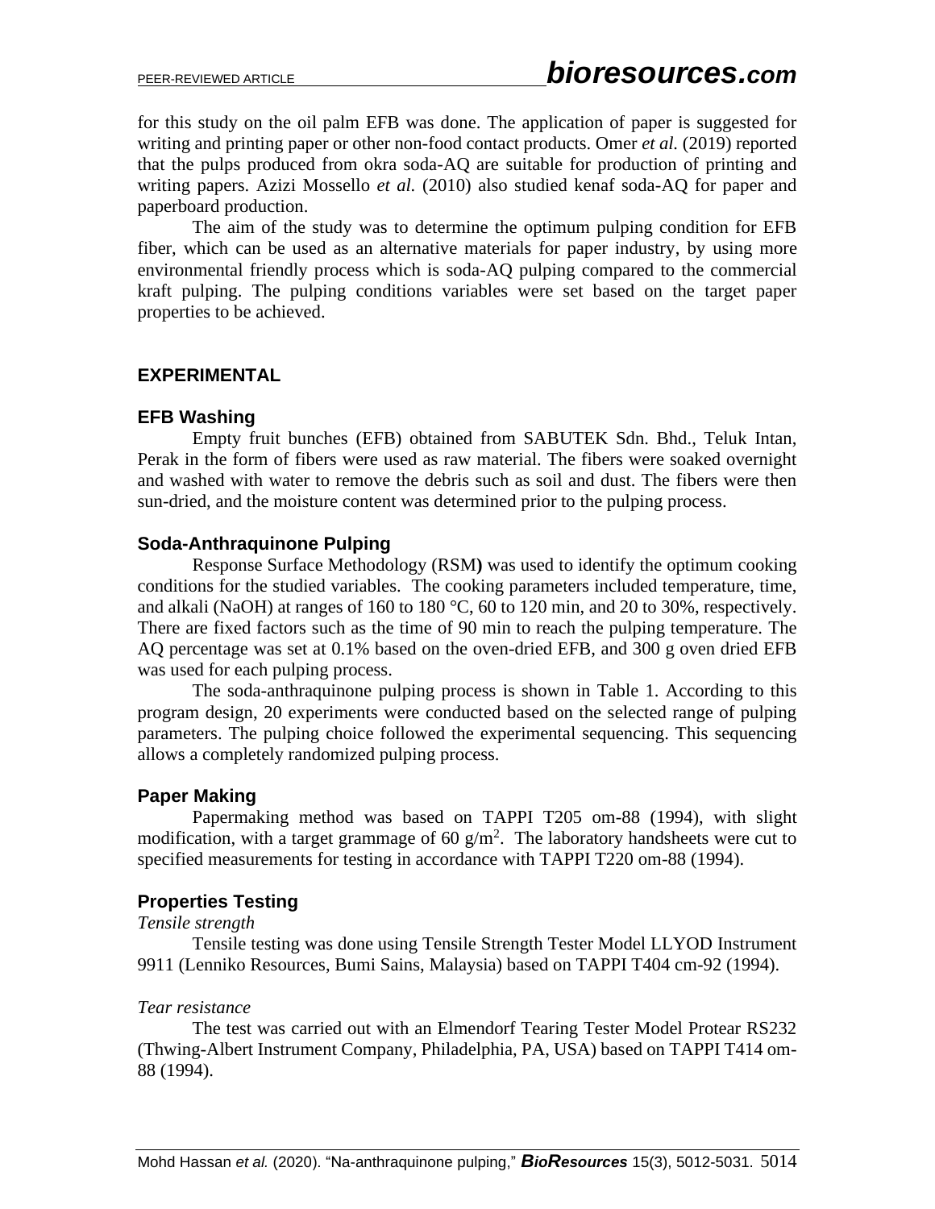for this study on the oil palm EFB was done. The application of paper is suggested for writing and printing paper or other non-food contact products. Omer *et al.* (2019) reported that the pulps produced from okra soda-AQ are suitable for production of printing and writing papers. Azizi Mossello *et al.* (2010) also studied kenaf soda-AQ for paper and paperboard production.

The aim of the study was to determine the optimum pulping condition for EFB fiber, which can be used as an alternative materials for paper industry, by using more environmental friendly process which is soda-AQ pulping compared to the commercial kraft pulping. The pulping conditions variables were set based on the target paper properties to be achieved.

## EXPERIMENTAL

### EFB Washing

Empty fruit bunches (EFB) obtained from SABUTEK Sdn. Bhd., Teluk Intan, Perak in the form of fibers were used as raw material. The fibers were soaked overnight and washed with water to remove the debris such as soil and dust. The fibers were then sun-dried, and the moisture content was determined prior to the pulping process.

### Soda-Anthraquinone Pulping

Response Surface Methodology (RSM**)** was used to identify the optimum cooking conditions for the studied variables. The cooking parameters included temperature, time, and alkali (NaOH) at ranges of 160 to 180 °C, 60 to 120 min, and 20 to 30%, respectively. There are fixed factors such as the time of 90 min to reach the pulping temperature. The AQ percentage was set at 0.1% based on the oven-dried EFB, and 300 g oven dried EFB was used for each pulping process.

The soda-anthraquinone pulping process is shown in Table 1. According to this program design, 20 experiments were conducted based on the selected range of pulping parameters. The pulping choice followed the experimental sequencing. This sequencing allows a completely randomized pulping process.

### Paper Making

Papermaking method was based on TAPPI T205 om-88 (1994), with slight modification, with a target grammage of 60 g/m$^2$. The laboratory handsheets were cut to specified measurements for testing in accordance with TAPPI T220 om-88 (1994).

### Properties Testing

*Tensile strength*

Tensile testing was done using Tensile Strength Tester Model LLYOD Instrument 9911 (Lenniko Resources, Bumi Sains, Malaysia) based on TAPPI T404 cm-92 (1994).

*Tear resistance*

The test was carried out with an Elmendorf Tearing Tester Model Protear RS232 (Thwing-Albert Instrument Company, Philadelphia, PA, USA) based on TAPPI T414 om-88 (1994).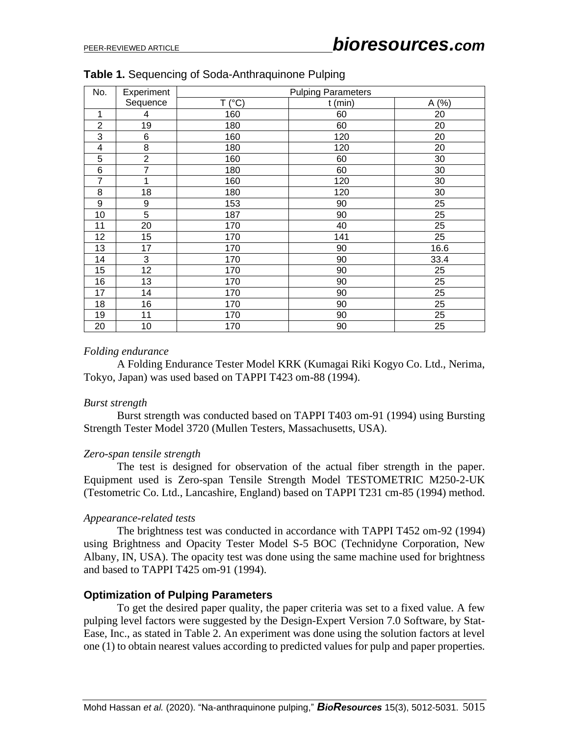**Table 1.** Sequencing of Soda-Anthraquinone Pulping

| No. | Experiment Sequence | Pulping Parameters | | |
|---|---|---|---|---|
| | | T (°C) | t (min) | A (%) |
| 1 | 4 | 160 | 60 | 20 |
| 2 | 19 | 180 | 60 | 20 |
| 3 | 6 | 160 | 120 | 20 |
| 4 | 8 | 180 | 120 | 20 |
| 5 | 2 | 160 | 60 | 30 |
| 6 | 7 | 180 | 60 | 30 |
| 7 | 1 | 160 | 120 | 30 |
| 8 | 18 | 180 | 120 | 30 |
| 9 | 9 | 153 | 90 | 25 |
| 10 | 5 | 187 | 90 | 25 |
| 11 | 20 | 170 | 40 | 25 |
| 12 | 15 | 170 | 141 | 25 |
| 13 | 17 | 170 | 90 | 16.6 |
| 14 | 3 | 170 | 90 | 33.4 |
| 15 | 12 | 170 | 90 | 25 |
| 16 | 13 | 170 | 90 | 25 |
| 17 | 14 | 170 | 90 | 25 |
| 18 | 16 | 170 | 90 | 25 |
| 19 | 11 | 170 | 90 | 25 |
| 20 | 10 | 170 | 90 | 25 |

*Folding endurance*

A Folding Endurance Tester Model KRK (Kumagai Riki Kogyo Co. Ltd., Nerima, Tokyo, Japan) was used based on TAPPI T423 om-88 (1994).

*Burst strength*

Burst strength was conducted based on TAPPI T403 om-91 (1994) using Bursting Strength Tester Model 3720 (Mullen Testers, Massachusetts, USA).

*Zero-span tensile strength*

The test is designed for observation of the actual fiber strength in the paper. Equipment used is Zero-span Tensile Strength Model TESTOMETRIC M250-2-UK (Testometric Co. Ltd., Lancashire, England) based on TAPPI T231 cm-85 (1994) method.

*Appearance-related tests*

The brightness test was conducted in accordance with TAPPI T452 om-92 (1994) using Brightness and Opacity Tester Model S-5 BOC (Technidyne Corporation, New Albany, IN, USA). The opacity test was done using the same machine used for brightness and based to TAPPI T425 om-91 (1994).

## Optimization of Pulping Parameters

To get the desired paper quality, the paper criteria was set to a fixed value. A few pulping level factors were suggested by the Design-Expert Version 7.0 Software, by Stat-Ease, Inc., as stated in Table 2. An experiment was done using the solution factors at level one (1) to obtain nearest values according to predicted values for pulp and paper properties.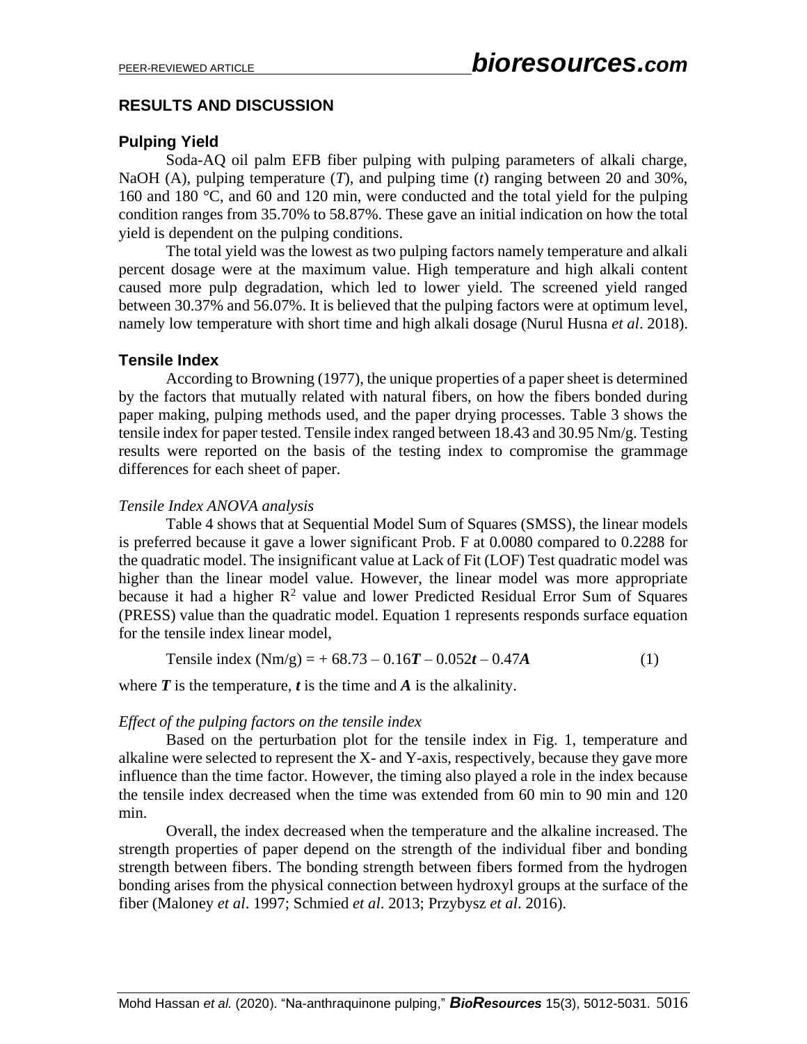## RESULTS AND DISCUSSION

### Pulping Yield

Soda-AQ oil palm EFB fiber pulping with pulping parameters of alkali charge, NaOH (A), pulping temperature (*T*), and pulping time (*t*) ranging between 20 and 30%, 160 and 180 °C, and 60 and 120 min, were conducted and the total yield for the pulping condition ranges from 35.70% to 58.87%. These gave an initial indication on how the total yield is dependent on the pulping conditions.

The total yield was the lowest as two pulping factors namely temperature and alkali percent dosage were at the maximum value. High temperature and high alkali content caused more pulp degradation, which led to lower yield. The screened yield ranged between 30.37% and 56.07%. It is believed that the pulping factors were at optimum level, namely low temperature with short time and high alkali dosage (Nurul Husna *et al*. 2018).

### Tensile Index

According to Browning (1977), the unique properties of a paper sheet is determined by the factors that mutually related with natural fibers, on how the fibers bonded during paper making, pulping methods used, and the paper drying processes. Table 3 shows the tensile index for paper tested. Tensile index ranged between 18.43 and 30.95 Nm/g. Testing results were reported on the basis of the testing index to compromise the grammage differences for each sheet of paper.

#### *Tensile Index ANOVA analysis*

Table 4 shows that at Sequential Model Sum of Squares (SMSS), the linear models is preferred because it gave a lower significant Prob. F at 0.0080 compared to 0.2288 for the quadratic model. The insignificant value at Lack of Fit (LOF) Test quadratic model was higher than the linear model value. However, the linear model was more appropriate because it had a higher $R^2$ value and lower Predicted Residual Error Sum of Squares (PRESS) value than the quadratic model. Equation 1 represents responds surface equation for the tensile index linear model,

$$\text{Tensile index (Nm/g)} = +\ 68.73 - 0.16\boldsymbol{T} - 0.052\boldsymbol{t} - 0.47\boldsymbol{A} \tag{1}$$

where $\boldsymbol{T}$ is the temperature, $\boldsymbol{t}$ is the time and $\boldsymbol{A}$ is the alkalinity.

#### *Effect of the pulping factors on the tensile index*

Based on the perturbation plot for the tensile index in Fig. 1, temperature and alkaline were selected to represent the X- and Y-axis, respectively, because they gave more influence than the time factor. However, the timing also played a role in the index because the tensile index decreased when the time was extended from 60 min to 90 min and 120 min.

Overall, the index decreased when the temperature and the alkaline increased. The strength properties of paper depend on the strength of the individual fiber and bonding strength between fibers. The bonding strength between fibers formed from the hydrogen bonding arises from the physical connection between hydroxyl groups at the surface of the fiber (Maloney *et al*. 1997; Schmied *et al*. 2013; Przybysz *et al*. 2016).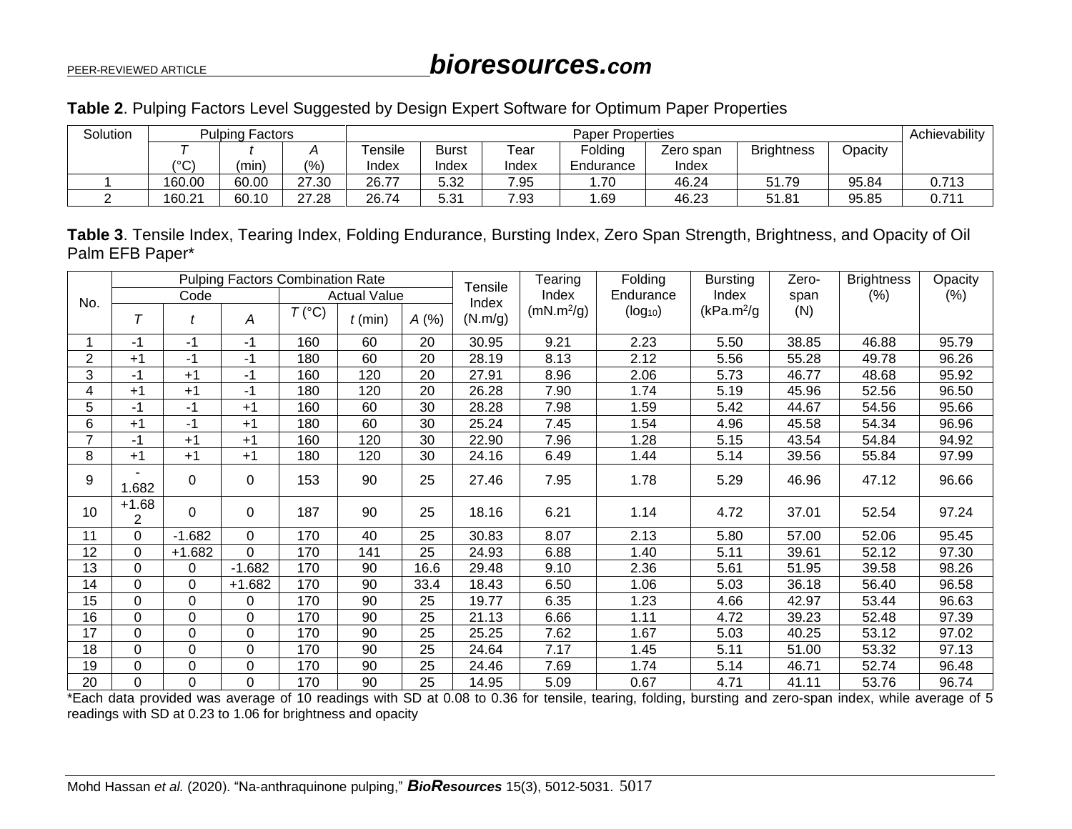**Table 2**. Pulping Factors Level Suggested by Design Expert Software for Optimum Paper Properties

| Solution | Pulping Factors | | | Paper Properties | | | | | | | Achievability |
|---|---|---|---|---|---|---|---|---|---|---|---|
| | *T* (°C) | *t* (min) | *A* (%) | Tensile Index | Burst Index | Tear Index | Folding Endurance | Zero span Index | Brightness | Opacity | |
| 1 | 160.00 | 60.00 | 27.30 | 26.77 | 5.32 | 7.95 | 1.70 | 46.24 | 51.79 | 95.84 | 0.713 |
| 2 | 160.21 | 60.10 | 27.28 | 26.74 | 5.31 | 7.93 | 1.69 | 46.23 | 51.81 | 95.85 | 0.711 |

**Table 3**. Tensile Index, Tearing Index, Folding Endurance, Bursting Index, Zero Span Strength, Brightness, and Opacity of Oil Palm EFB Paper*

| No. | Pulping Factors Combination Rate | | | | | | Tensile Index (N.m/g) | Tearing Index (mN.m$^2$/g) | Folding Endurance ($log_{10}$) | Bursting Index (kPa.m$^2$/g | Zero-span (N) | Brightness (%) | Opacity (%) |
|---|---|---|---|---|---|---|---|---|---|---|---|---|---|
| | Code | | | Actual Value | | | | | | | | | |
| | *T* | *t* | *A* | *T* (°C) | *t* (min) | *A* (%) | | | | | | | |
| 1 | -1 | -1 | -1 | 160 | 60 | 20 | 30.95 | 9.21 | 2.23 | 5.50 | 38.85 | 46.88 | 95.79 |
| 2 | +1 | -1 | -1 | 180 | 60 | 20 | 28.19 | 8.13 | 2.12 | 5.56 | 55.28 | 49.78 | 96.26 |
| 3 | -1 | +1 | -1 | 160 | 120 | 20 | 27.91 | 8.96 | 2.06 | 5.73 | 46.77 | 48.68 | 95.92 |
| 4 | +1 | +1 | -1 | 180 | 120 | 20 | 26.28 | 7.90 | 1.74 | 5.19 | 45.96 | 52.56 | 96.50 |
| 5 | -1 | -1 | +1 | 160 | 60 | 30 | 28.28 | 7.98 | 1.59 | 5.42 | 44.67 | 54.56 | 95.66 |
| 6 | +1 | -1 | +1 | 180 | 60 | 30 | 25.24 | 7.45 | 1.54 | 4.96 | 45.58 | 54.34 | 96.96 |
| 7 | -1 | +1 | +1 | 160 | 120 | 30 | 22.90 | 7.96 | 1.28 | 5.15 | 43.54 | 54.84 | 94.92 |
| 8 | +1 | +1 | +1 | 180 | 120 | 30 | 24.16 | 6.49 | 1.44 | 5.14 | 39.56 | 55.84 | 97.99 |
| 9 | -1.682 | 0 | 0 | 153 | 90 | 25 | 27.46 | 7.95 | 1.78 | 5.29 | 46.96 | 47.12 | 96.66 |
| 10 | +1.682 | 0 | 0 | 187 | 90 | 25 | 18.16 | 6.21 | 1.14 | 4.72 | 37.01 | 52.54 | 97.24 |
| 11 | 0 | -1.682 | 0 | 170 | 40 | 25 | 30.83 | 8.07 | 2.13 | 5.80 | 57.00 | 52.06 | 95.45 |
| 12 | 0 | +1.682 | 0 | 170 | 141 | 25 | 24.93 | 6.88 | 1.40 | 5.11 | 39.61 | 52.12 | 97.30 |
| 13 | 0 | 0 | -1.682 | 170 | 90 | 16.6 | 29.48 | 9.10 | 2.36 | 5.61 | 51.95 | 39.58 | 98.26 |
| 14 | 0 | 0 | +1.682 | 170 | 90 | 33.4 | 18.43 | 6.50 | 1.06 | 5.03 | 36.18 | 56.40 | 96.58 |
| 15 | 0 | 0 | 0 | 170 | 90 | 25 | 19.77 | 6.35 | 1.23 | 4.66 | 42.97 | 53.44 | 96.63 |
| 16 | 0 | 0 | 0 | 170 | 90 | 25 | 21.13 | 6.66 | 1.11 | 4.72 | 39.23 | 52.48 | 97.39 |
| 17 | 0 | 0 | 0 | 170 | 90 | 25 | 25.25 | 7.62 | 1.67 | 5.03 | 40.25 | 53.12 | 97.02 |
| 18 | 0 | 0 | 0 | 170 | 90 | 25 | 24.64 | 7.17 | 1.45 | 5.11 | 51.00 | 53.32 | 97.13 |
| 19 | 0 | 0 | 0 | 170 | 90 | 25 | 24.46 | 7.69 | 1.74 | 5.14 | 46.71 | 52.74 | 96.48 |
| 20 | 0 | 0 | 0 | 170 | 90 | 25 | 14.95 | 5.09 | 0.67 | 4.71 | 41.11 | 53.76 | 96.74 |

*Each data provided was average of 10 readings with SD at 0.08 to 0.36 for tensile, tearing, folding, bursting and zero-span index, while average of 5 readings with SD at 0.23 to 1.06 for brightness and opacity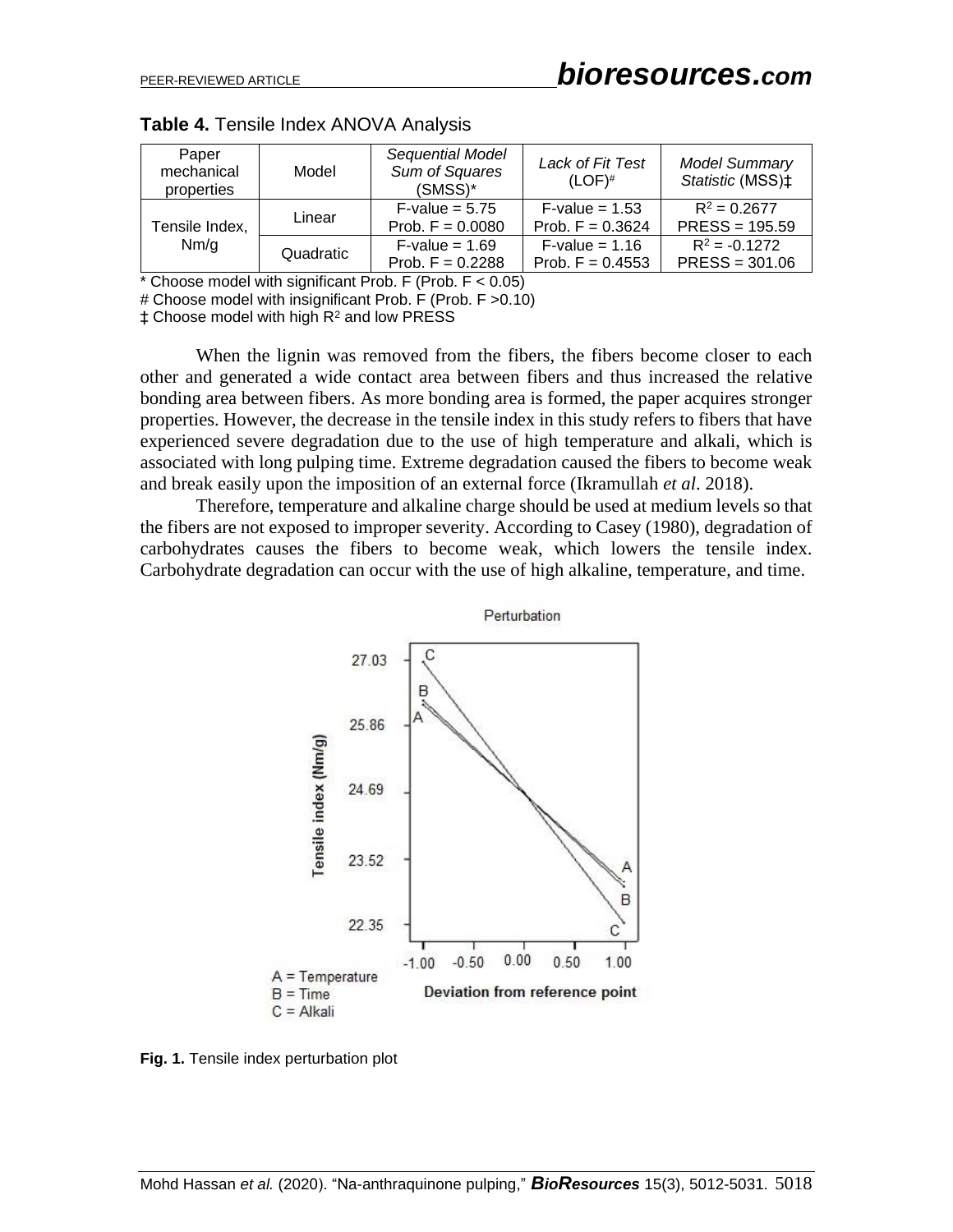**Table 4.** Tensile Index ANOVA Analysis

| Paper mechanical properties | Model | *Sequential Model Sum of Squares* (SMSS)* | *Lack of Fit Test* (LOF)# | *Model Summary Statistic* (MSS)‡ |
|---|---|---|---|---|
| Tensile Index, Nm/g | Linear | F-value = 5.75<br>Prob. F = 0.0080 | F-value = 1.53<br>Prob. F = 0.3624 | $R^2$ = 0.2677<br>PRESS = 195.59 |
| | Quadratic | F-value = 1.69<br>Prob. F = 0.2288 | F-value = 1.16<br>Prob. F = 0.4553 | $R^2$ = -0.1272<br>PRESS = 301.06 |

* Choose model with significant Prob. F (Prob. F < 0.05)
# Choose model with insignificant Prob. F (Prob. F >0.10)
‡ Choose model with high $R^2$ and low PRESS

When the lignin was removed from the fibers, the fibers become closer to each other and generated a wide contact area between fibers and thus increased the relative bonding area between fibers. As more bonding area is formed, the paper acquires stronger properties. However, the decrease in the tensile index in this study refers to fibers that have experienced severe degradation due to the use of high temperature and alkali, which is associated with long pulping time. Extreme degradation caused the fibers to become weak and break easily upon the imposition of an external force (Ikramullah *et al*. 2018).

Therefore, temperature and alkaline charge should be used at medium levels so that the fibers are not exposed to improper severity. According to Casey (1980), degradation of carbohydrates causes the fibers to become weak, which lowers the tensile index. Carbohydrate degradation can occur with the use of high alkaline, temperature, and time.

**Fig. 1.** Tensile index perturbation plot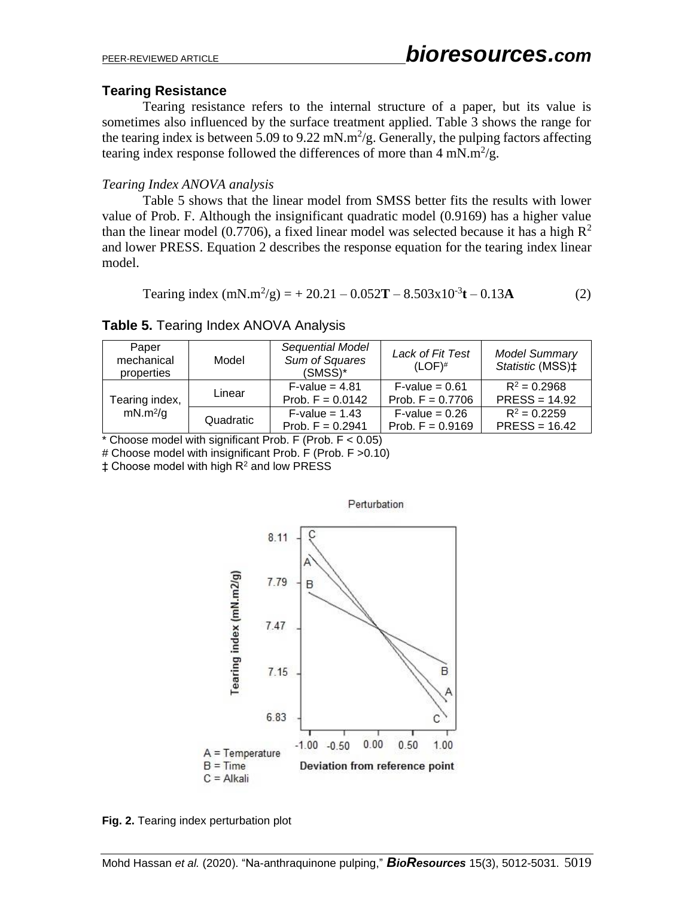### Tearing Resistance

Tearing resistance refers to the internal structure of a paper, but its value is sometimes also influenced by the surface treatment applied. Table 3 shows the range for the tearing index is between 5.09 to 9.22 mN.m$^2$/g. Generally, the pulping factors affecting tearing index response followed the differences of more than 4 mN.m$^2$/g.

*Tearing Index ANOVA analysis*

Table 5 shows that the linear model from SMSS better fits the results with lower value of Prob. F. Although the insignificant quadratic model (0.9169) has a higher value than the linear model (0.7706), a fixed linear model was selected because it has a high $R^2$ and lower PRESS. Equation 2 describes the response equation for the tearing index linear model.

$$\text{Tearing index (mN.m}^2\text{/g)} = +\ 20.21 - 0.052\mathbf{T} - 8.503\text{x}10^{-3}\mathbf{t} - 0.13\mathbf{A} \tag{2}$$

**Table 5.** Tearing Index ANOVA Analysis

| Paper mechanical properties | Model | *Sequential Model Sum of Squares* (SMSS)* | *Lack of Fit Test* (LOF)# | *Model Summary Statistic* (MSS)‡ |
|---|---|---|---|---|
| Tearing index, mN.m$^2$/g | Linear | F-value = 4.81<br>Prob. F = 0.0142 | F-value = 0.61<br>Prob. F = 0.7706 | $R^2$ = 0.2968<br>PRESS = 14.92 |
| | Quadratic | F-value = 1.43<br>Prob. F = 0.2941 | F-value = 0.26<br>Prob. F = 0.9169 | $R^2$ = 0.2259<br>PRESS = 16.42 |

\* Choose model with significant Prob. F (Prob. F < 0.05)

\# Choose model with insignificant Prob. F (Prob. F >0.10)

‡ Choose model with high $R^2$ and low PRESS

**Fig. 2.** Tearing index perturbation plot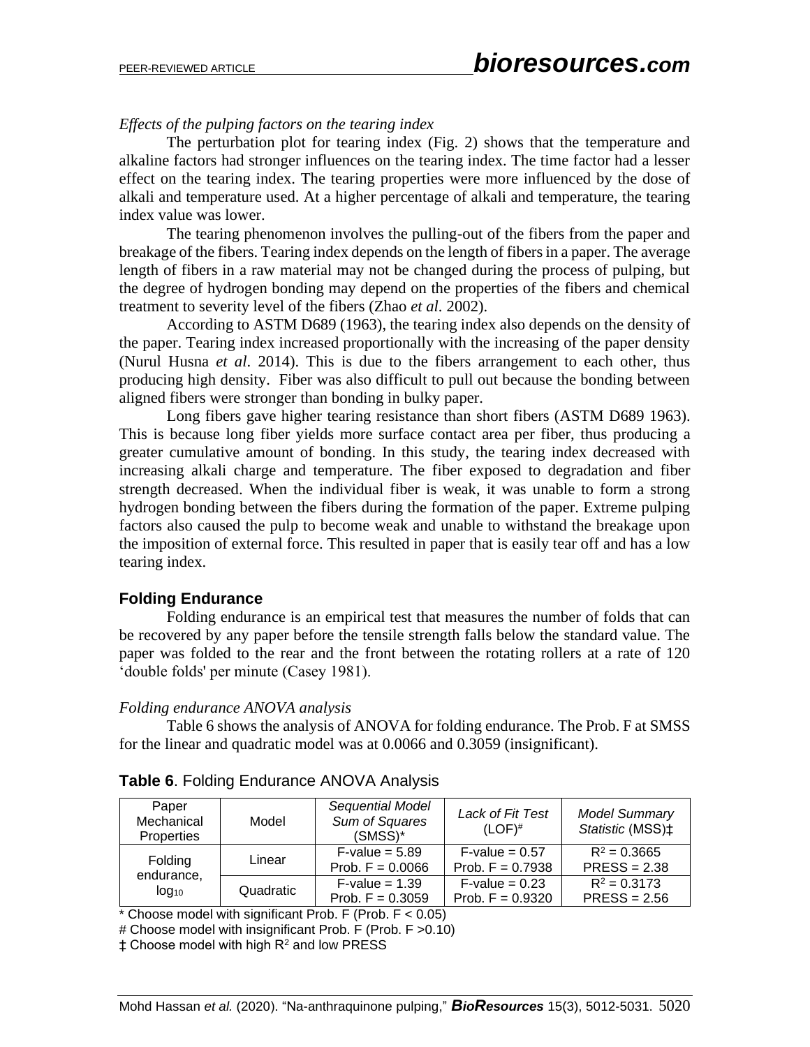*Effects of the pulping factors on the tearing index*

The perturbation plot for tearing index (Fig. 2) shows that the temperature and alkaline factors had stronger influences on the tearing index. The time factor had a lesser effect on the tearing index. The tearing properties were more influenced by the dose of alkali and temperature used. At a higher percentage of alkali and temperature, the tearing index value was lower.

The tearing phenomenon involves the pulling-out of the fibers from the paper and breakage of the fibers. Tearing index depends on the length of fibers in a paper. The average length of fibers in a raw material may not be changed during the process of pulping, but the degree of hydrogen bonding may depend on the properties of the fibers and chemical treatment to severity level of the fibers (Zhao *et al*. 2002).

According to ASTM D689 (1963), the tearing index also depends on the density of the paper. Tearing index increased proportionally with the increasing of the paper density (Nurul Husna *et al*. 2014). This is due to the fibers arrangement to each other, thus producing high density. Fiber was also difficult to pull out because the bonding between aligned fibers were stronger than bonding in bulky paper.

Long fibers gave higher tearing resistance than short fibers (ASTM D689 1963). This is because long fiber yields more surface contact area per fiber, thus producing a greater cumulative amount of bonding. In this study, the tearing index decreased with increasing alkali charge and temperature. The fiber exposed to degradation and fiber strength decreased. When the individual fiber is weak, it was unable to form a strong hydrogen bonding between the fibers during the formation of the paper. Extreme pulping factors also caused the pulp to become weak and unable to withstand the breakage upon the imposition of external force. This resulted in paper that is easily tear off and has a low tearing index.

## Folding Endurance

Folding endurance is an empirical test that measures the number of folds that can be recovered by any paper before the tensile strength falls below the standard value. The paper was folded to the rear and the front between the rotating rollers at a rate of 120 ‘double folds' per minute (Casey 1981).

*Folding endurance ANOVA analysis*

Table 6 shows the analysis of ANOVA for folding endurance. The Prob. F at SMSS for the linear and quadratic model was at 0.0066 and 0.3059 (insignificant).

**Table 6**. Folding Endurance ANOVA Analysis

| Paper Mechanical Properties | Model | *Sequential Model Sum of Squares* (SMSS)* | *Lack of Fit Test* (LOF)# | *Model Summary Statistic* (MSS)‡ |
|---|---|---|---|---|
| Folding endurance, $\log_{10}$ | Linear | F-value = 5.89<br>Prob. F = 0.0066 | F-value = 0.57<br>Prob. F = 0.7938 | $R^2$ = 0.3665<br>PRESS = 2.38 |
| | Quadratic | F-value = 1.39<br>Prob. F = 0.3059 | F-value = 0.23<br>Prob. F = 0.9320 | $R^2$ = 0.3173<br>PRESS = 2.56 |

\* Choose model with significant Prob. F (Prob. F < 0.05)

# Choose model with insignificant Prob. F (Prob. F >0.10)

‡ Choose model with high $R^2$ and low PRESS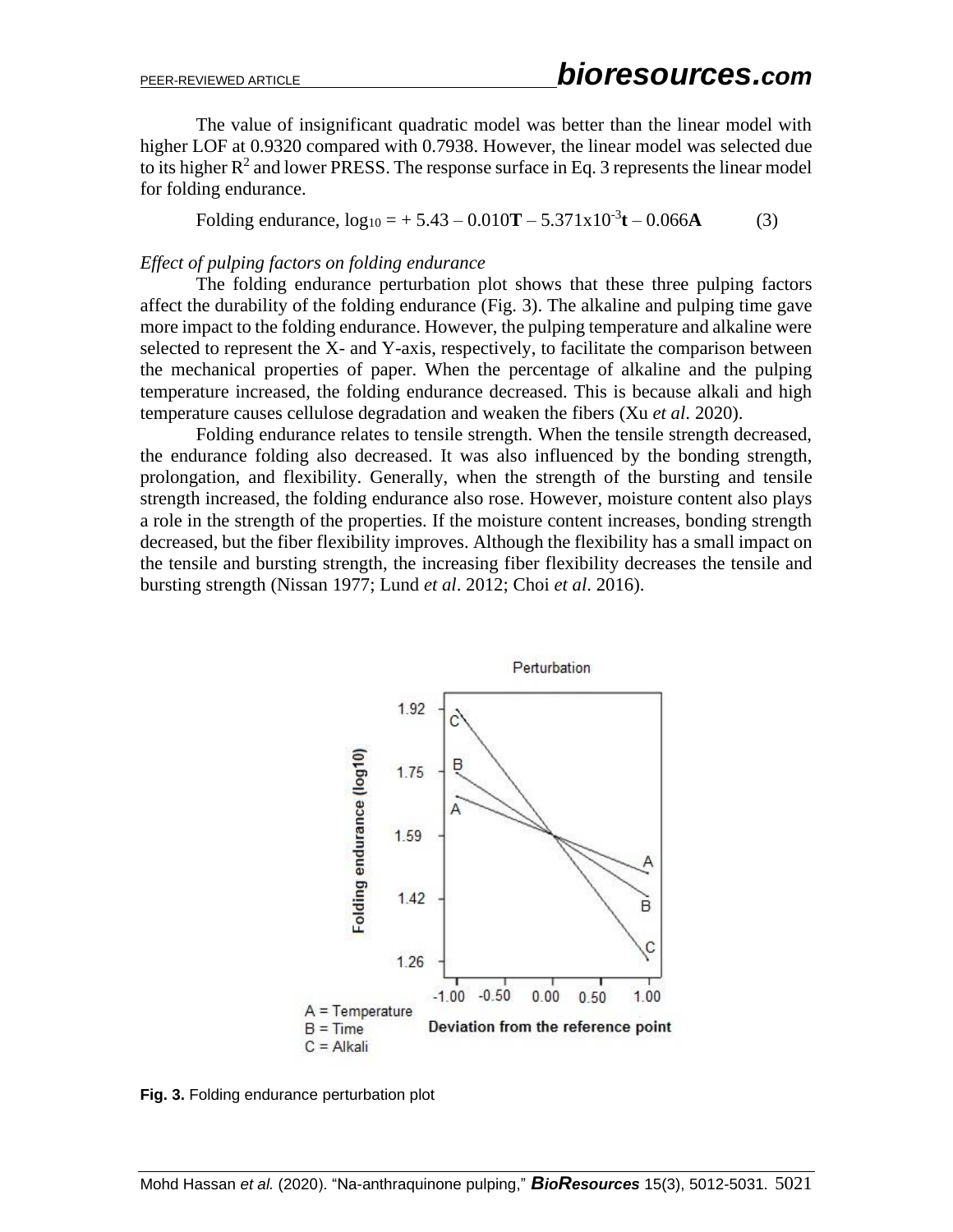The value of insignificant quadratic model was better than the linear model with higher LOF at 0.9320 compared with 0.7938. However, the linear model was selected due to its higher $R^2$ and lower PRESS. The response surface in Eq. 3 represents the linear model for folding endurance.

$$\text{Folding endurance, } \log_{10} = +\,5.43 - 0.010\mathbf{T} - 5.371\times10^{-3}\mathbf{t} - 0.066\mathbf{A} \qquad (3)$$

*Effect of pulping factors on folding endurance*

The folding endurance perturbation plot shows that these three pulping factors affect the durability of the folding endurance (Fig. 3). The alkaline and pulping time gave more impact to the folding endurance. However, the pulping temperature and alkaline were selected to represent the X- and Y-axis, respectively, to facilitate the comparison between the mechanical properties of paper. When the percentage of alkaline and the pulping temperature increased, the folding endurance decreased. This is because alkali and high temperature causes cellulose degradation and weaken the fibers (Xu *et al*. 2020).

Folding endurance relates to tensile strength. When the tensile strength decreased, the endurance folding also decreased. It was also influenced by the bonding strength, prolongation, and flexibility. Generally, when the strength of the bursting and tensile strength increased, the folding endurance also rose. However, moisture content also plays a role in the strength of the properties. If the moisture content increases, bonding strength decreased, but the fiber flexibility improves. Although the flexibility has a small impact on the tensile and bursting strength, the increasing fiber flexibility decreases the tensile and bursting strength (Nissan 1977; Lund *et al*. 2012; Choi *et al*. 2016).

**Fig. 3.** Folding endurance perturbation plot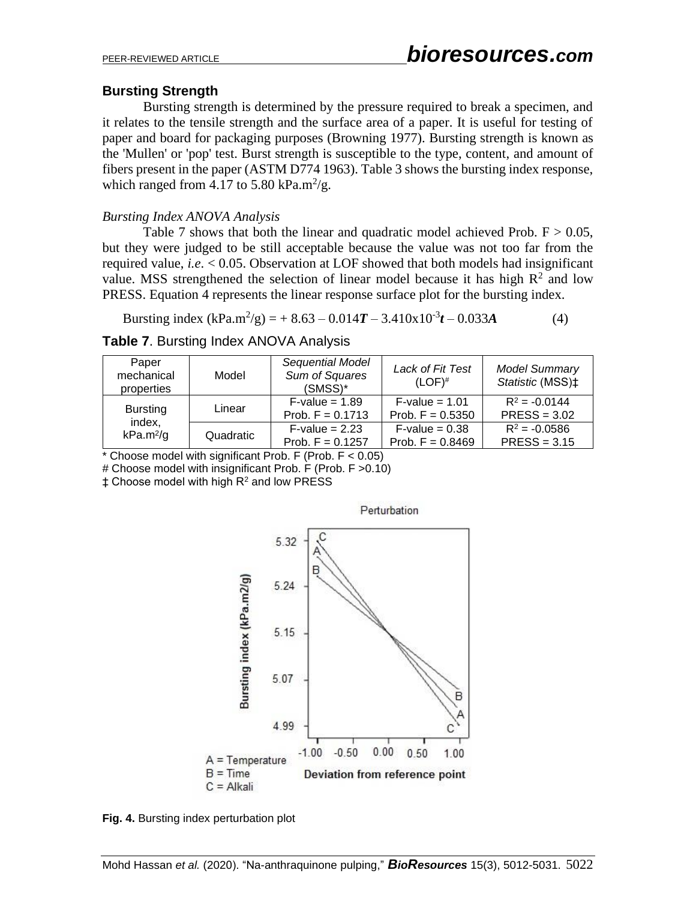## Bursting Strength

Bursting strength is determined by the pressure required to break a specimen, and it relates to the tensile strength and the surface area of a paper. It is useful for testing of paper and board for packaging purposes (Browning 1977). Bursting strength is known as the 'Mullen' or 'pop' test. Burst strength is susceptible to the type, content, and amount of fibers present in the paper (ASTM D774 1963). Table 3 shows the bursting index response, which ranged from 4.17 to 5.80 kPa.m$^2$/g.

### *Bursting Index ANOVA Analysis*

Table 7 shows that both the linear and quadratic model achieved Prob. F > 0.05, but they were judged to be still acceptable because the value was not too far from the required value, *i.e.* < 0.05. Observation at LOF showed that both models had insignificant value. MSS strengthened the selection of linear model because it has high $R^2$ and low PRESS. Equation 4 represents the linear response surface plot for the bursting index.

$$\text{Bursting index (kPa.m}^2\text{/g)} = + 8.63 - 0.014\boldsymbol{T} - 3.410\times10^{-3}\boldsymbol{t} - 0.033\boldsymbol{A} \qquad (4)$$

**Table 7**. Bursting Index ANOVA Analysis

| Paper mechanical properties | Model | *Sequential Model Sum of Squares* (SMSS)* | *Lack of Fit Test* (LOF)# | *Model Summary Statistic* (MSS)‡ |
|---|---|---|---|---|
| Bursting index, kPa.m$^2$/g | Linear | F-value = 1.89<br>Prob. F = 0.1713 | F-value = 1.01<br>Prob. F = 0.5350 | $R^2$ = -0.0144<br>PRESS = 3.02 |
| | Quadratic | F-value = 2.23<br>Prob. F = 0.1257 | F-value = 0.38<br>Prob. F = 0.8469 | $R^2$ = -0.0586<br>PRESS = 3.15 |

* Choose model with significant Prob. F (Prob. F < 0.05)
# Choose model with insignificant Prob. F (Prob. F >0.10)
‡ Choose model with high $R^2$ and low PRESS

**Fig. 4.** Bursting index perturbation plot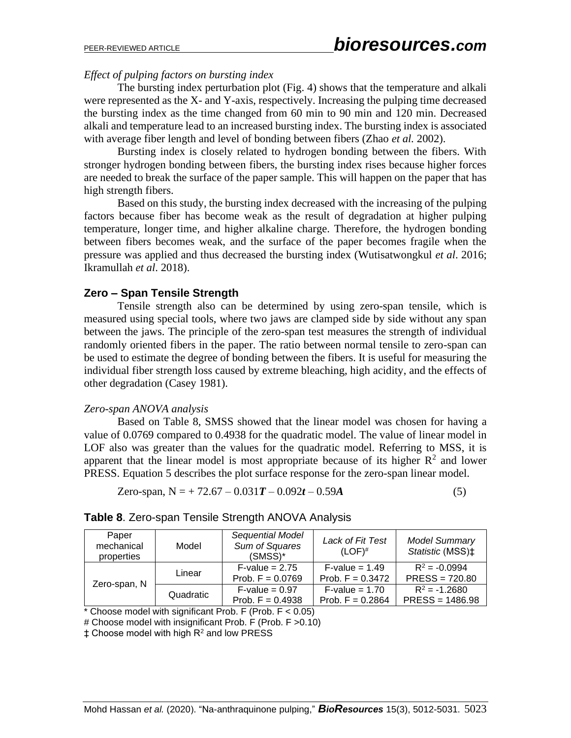*Effect of pulping factors on bursting index*

The bursting index perturbation plot (Fig. 4) shows that the temperature and alkali were represented as the X- and Y-axis, respectively. Increasing the pulping time decreased the bursting index as the time changed from 60 min to 90 min and 120 min. Decreased alkali and temperature lead to an increased bursting index. The bursting index is associated with average fiber length and level of bonding between fibers (Zhao *et al.* 2002).

Bursting index is closely related to hydrogen bonding between the fibers. With stronger hydrogen bonding between fibers, the bursting index rises because higher forces are needed to break the surface of the paper sample. This will happen on the paper that has high strength fibers.

Based on this study, the bursting index decreased with the increasing of the pulping factors because fiber has become weak as the result of degradation at higher pulping temperature, longer time, and higher alkaline charge. Therefore, the hydrogen bonding between fibers becomes weak, and the surface of the paper becomes fragile when the pressure was applied and thus decreased the bursting index (Wutisatwongkul *et al.* 2016; Ikramullah *et al.* 2018).

## Zero – Span Tensile Strength

Tensile strength also can be determined by using zero-span tensile, which is measured using special tools, where two jaws are clamped side by side without any span between the jaws. The principle of the zero-span test measures the strength of individual randomly oriented fibers in the paper. The ratio between normal tensile to zero-span can be used to estimate the degree of bonding between the fibers. It is useful for measuring the individual fiber strength loss caused by extreme bleaching, high acidity, and the effects of other degradation (Casey 1981).

*Zero-span ANOVA analysis*

Based on Table 8, SMSS showed that the linear model was chosen for having a value of 0.0769 compared to 0.4938 for the quadratic model. The value of linear model in LOF also was greater than the values for the quadratic model. Referring to MSS, it is apparent that the linear model is most appropriate because of its higher $R^2$ and lower PRESS. Equation 5 describes the plot surface response for the zero-span linear model.

$$\text{Zero-span, N} = +\,72.67 - 0.031\boldsymbol{T} - 0.092\boldsymbol{t} - 0.59\boldsymbol{A} \tag{5}$$

**Table 8**. Zero-span Tensile Strength ANOVA Analysis

| Paper mechanical properties | Model | *Sequential Model Sum of Squares* (SMSS)* | *Lack of Fit Test* (LOF)# | *Model Summary Statistic* (MSS)‡ |
|---|---|---|---|---|
| Zero-span, N | Linear | F-value = 2.75<br>Prob. F = 0.0769 | F-value = 1.49<br>Prob. F = 0.3472 | $R^2$ = -0.0994<br>PRESS = 720.80 |
| | Quadratic | F-value = 0.97<br>Prob. F = 0.4938 | F-value = 1.70<br>Prob. F = 0.2864 | $R^2$ = -1.2680<br>PRESS = 1486.98 |

\* Choose model with significant Prob. F (Prob. F < 0.05)

\# Choose model with insignificant Prob. F (Prob. F >0.10)

‡ Choose model with high $R^2$ and low PRESS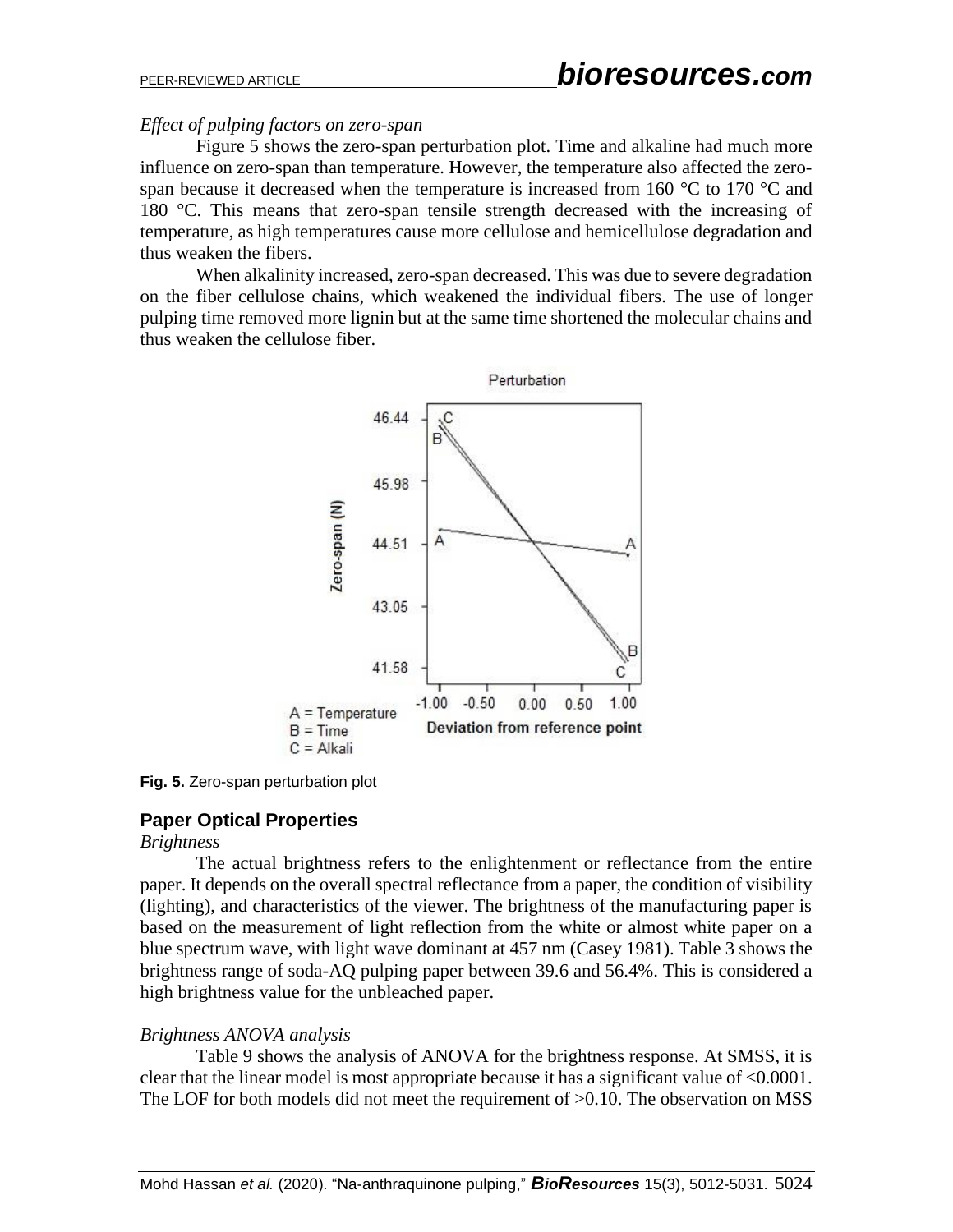*Effect of pulping factors on zero-span*

Figure 5 shows the zero-span perturbation plot. Time and alkaline had much more influence on zero-span than temperature. However, the temperature also affected the zero-span because it decreased when the temperature is increased from 160 °C to 170 °C and 180 °C. This means that zero-span tensile strength decreased with the increasing of temperature, as high temperatures cause more cellulose and hemicellulose degradation and thus weaken the fibers.

When alkalinity increased, zero-span decreased. This was due to severe degradation on the fiber cellulose chains, which weakened the individual fibers. The use of longer pulping time removed more lignin but at the same time shortened the molecular chains and thus weaken the cellulose fiber.

**Fig. 5.** Zero-span perturbation plot

## Paper Optical Properties

*Brightness*

The actual brightness refers to the enlightenment or reflectance from the entire paper. It depends on the overall spectral reflectance from a paper, the condition of visibility (lighting), and characteristics of the viewer. The brightness of the manufacturing paper is based on the measurement of light reflection from the white or almost white paper on a blue spectrum wave, with light wave dominant at 457 nm (Casey 1981). Table 3 shows the brightness range of soda-AQ pulping paper between 39.6 and 56.4%. This is considered a high brightness value for the unbleached paper.

*Brightness ANOVA analysis*

Table 9 shows the analysis of ANOVA for the brightness response. At SMSS, it is clear that the linear model is most appropriate because it has a significant value of <0.0001. The LOF for both models did not meet the requirement of >0.10. The observation on MSS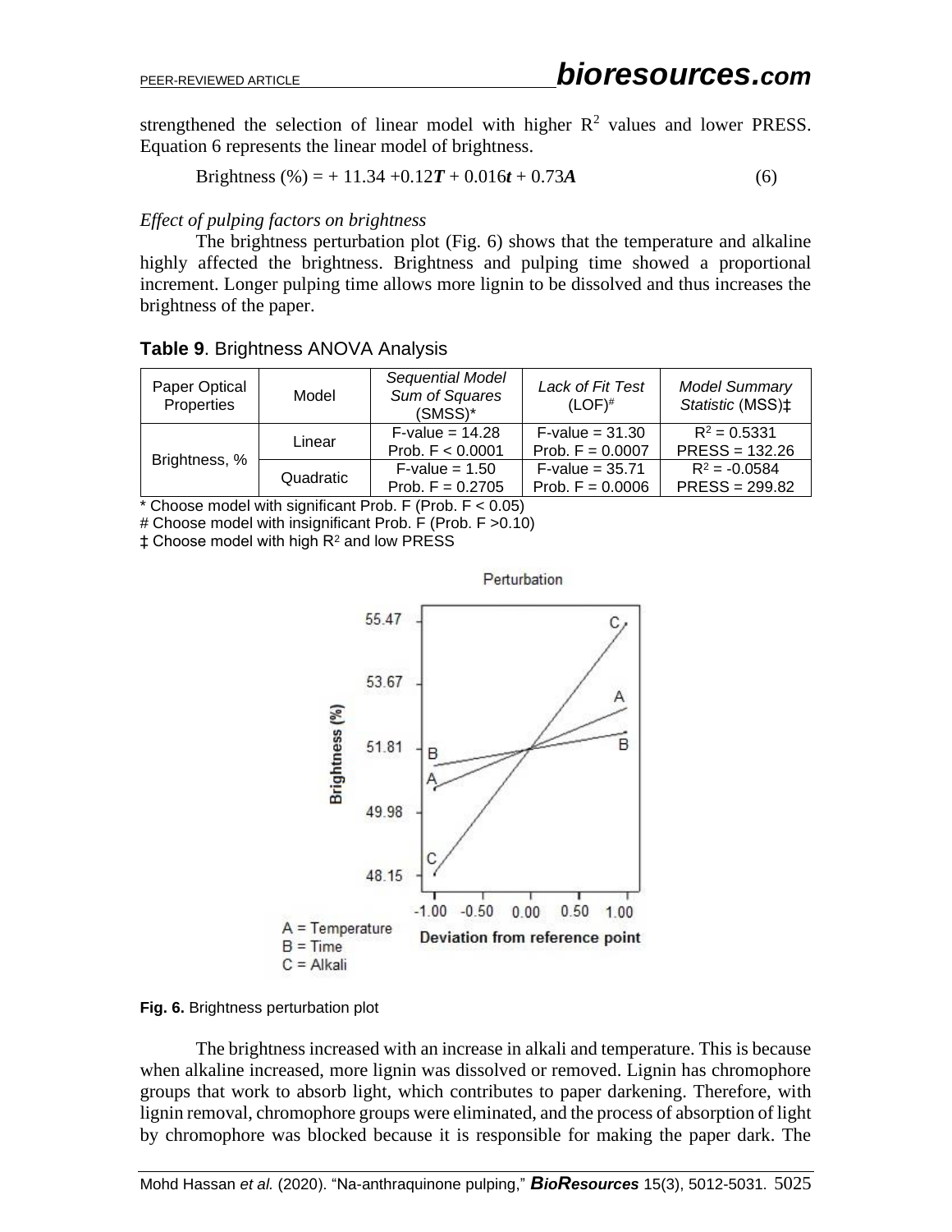strengthened the selection of linear model with higher $R^2$ values and lower PRESS. Equation 6 represents the linear model of brightness.

$$\text{Brightness (\%)} = + 11.34 + 0.12\boldsymbol{T} + 0.016\boldsymbol{t} + 0.73\boldsymbol{A} \tag{6}$$

*Effect of pulping factors on brightness*

The brightness perturbation plot (Fig. 6) shows that the temperature and alkaline highly affected the brightness. Brightness and pulping time showed a proportional increment. Longer pulping time allows more lignin to be dissolved and thus increases the brightness of the paper.

**Table 9**. Brightness ANOVA Analysis

| Paper Optical Properties | Model | *Sequential Model Sum of Squares* (SMSS)* | *Lack of Fit Test* (LOF)# | *Model Summary Statistic* (MSS)‡ |
|---|---|---|---|---|
| Brightness, % | Linear | F-value = 14.28<br>Prob. F < 0.0001 | F-value = 31.30<br>Prob. F = 0.0007 | $R^2$ = 0.5331<br>PRESS = 132.26 |
| | Quadratic | F-value = 1.50<br>Prob. F = 0.2705 | F-value = 35.71<br>Prob. F = 0.0006 | $R^2$ = -0.0584<br>PRESS = 299.82 |

* Choose model with significant Prob. F (Prob. F < 0.05)
# Choose model with insignificant Prob. F (Prob. F >0.10)
‡ Choose model with high $R^2$ and low PRESS

**Fig. 6.** Brightness perturbation plot

The brightness increased with an increase in alkali and temperature. This is because when alkaline increased, more lignin was dissolved or removed. Lignin has chromophore groups that work to absorb light, which contributes to paper darkening. Therefore, with lignin removal, chromophore groups were eliminated, and the process of absorption of light by chromophore was blocked because it is responsible for making the paper dark. The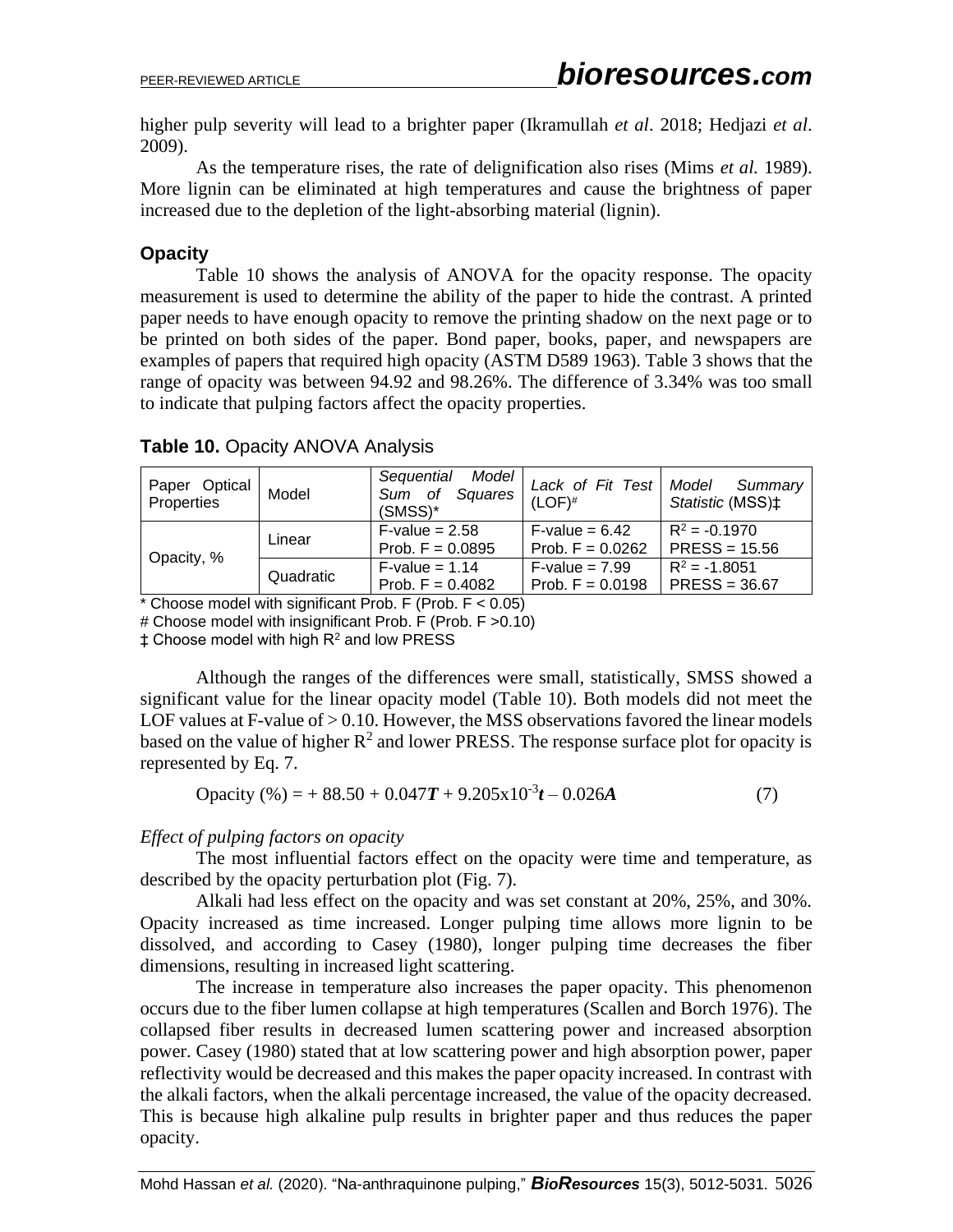higher pulp severity will lead to a brighter paper (Ikramullah *et al*. 2018; Hedjazi *et al*. 2009).

As the temperature rises, the rate of delignification also rises (Mims *et al.* 1989). More lignin can be eliminated at high temperatures and cause the brightness of paper increased due to the depletion of the light-absorbing material (lignin).

### Opacity

Table 10 shows the analysis of ANOVA for the opacity response. The opacity measurement is used to determine the ability of the paper to hide the contrast. A printed paper needs to have enough opacity to remove the printing shadow on the next page or to be printed on both sides of the paper. Bond paper, books, paper, and newspapers are examples of papers that required high opacity (ASTM D589 1963). Table 3 shows that the range of opacity was between 94.92 and 98.26%. The difference of 3.34% was too small to indicate that pulping factors affect the opacity properties.

**Table 10.** Opacity ANOVA Analysis

| Paper Optical Properties | Model | *Sequential Model Sum of Squares* (SMSS)* | *Lack of Fit Test* (LOF)# | *Model Summary Statistic* (MSS)‡ |
|---|---|---|---|---|
| Opacity, % | Linear | F-value = 2.58<br>Prob. F = 0.0895 | F-value = 6.42<br>Prob. F = 0.0262 | $R^2$ = -0.1970<br>PRESS = 15.56 |
| | Quadratic | F-value = 1.14<br>Prob. F = 0.4082 | F-value = 7.99<br>Prob. F = 0.0198 | $R^2$ = -1.8051<br>PRESS = 36.67 |

\* Choose model with significant Prob. F (Prob. F < 0.05)

\# Choose model with insignificant Prob. F (Prob. F >0.10)

‡ Choose model with high $R^2$ and low PRESS

Although the ranges of the differences were small, statistically, SMSS showed a significant value for the linear opacity model (Table 10). Both models did not meet the LOF values at F-value of > 0.10. However, the MSS observations favored the linear models based on the value of higher $R^2$ and lower PRESS. The response surface plot for opacity is represented by Eq. 7.

$$\text{Opacity (\%)} = + 88.50 + 0.047\boldsymbol{T} + 9.205\text{x}10^{-3}\boldsymbol{t} - 0.026\boldsymbol{A} \quad (7)$$

*Effect of pulping factors on opacity*

The most influential factors effect on the opacity were time and temperature, as described by the opacity perturbation plot (Fig. 7).

Alkali had less effect on the opacity and was set constant at 20%, 25%, and 30%. Opacity increased as time increased. Longer pulping time allows more lignin to be dissolved, and according to Casey (1980), longer pulping time decreases the fiber dimensions, resulting in increased light scattering.

The increase in temperature also increases the paper opacity. This phenomenon occurs due to the fiber lumen collapse at high temperatures (Scallen and Borch 1976). The collapsed fiber results in decreased lumen scattering power and increased absorption power. Casey (1980) stated that at low scattering power and high absorption power, paper reflectivity would be decreased and this makes the paper opacity increased. In contrast with the alkali factors, when the alkali percentage increased, the value of the opacity decreased. This is because high alkaline pulp results in brighter paper and thus reduces the paper opacity.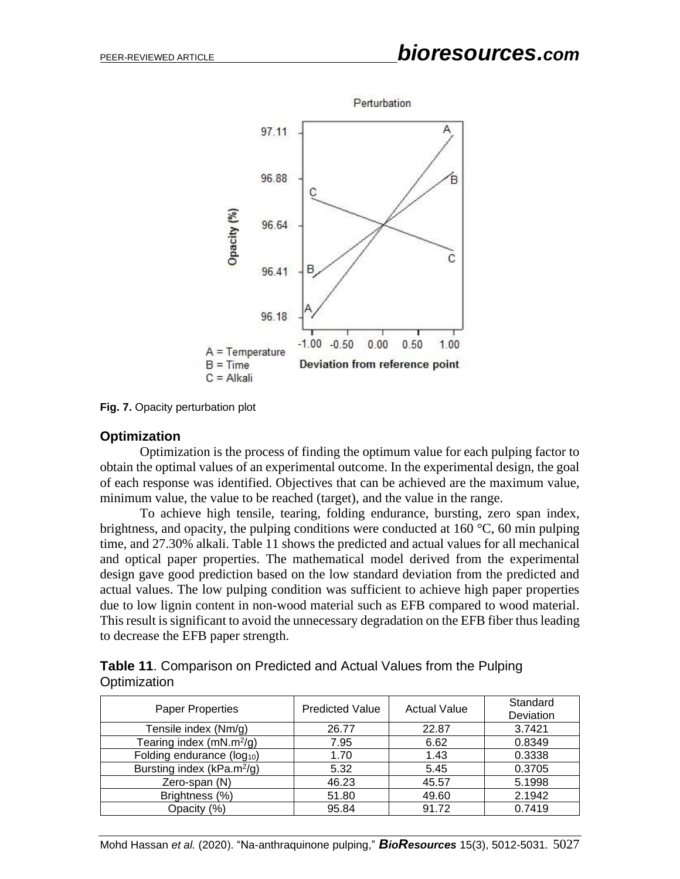Fig. 7. Opacity perturbation plot

### Optimization

Optimization is the process of finding the optimum value for each pulping factor to obtain the optimal values of an experimental outcome. In the experimental design, the goal of each response was identified. Objectives that can be achieved are the maximum value, minimum value, the value to be reached (target), and the value in the range.

To achieve high tensile, tearing, folding endurance, bursting, zero span index, brightness, and opacity, the pulping conditions were conducted at 160 °C, 60 min pulping time, and 27.30% alkali. Table 11 shows the predicted and actual values for all mechanical and optical paper properties. The mathematical model derived from the experimental design gave good prediction based on the low standard deviation from the predicted and actual values. The low pulping condition was sufficient to achieve high paper properties due to low lignin content in non-wood material such as EFB compared to wood material. This result is significant to avoid the unnecessary degradation on the EFB fiber thus leading to decrease the EFB paper strength.

**Table 11**. Comparison on Predicted and Actual Values from the Pulping Optimization

| Paper Properties | Predicted Value | Actual Value | Standard Deviation |
|---|---|---|---|
| Tensile index (Nm/g) | 26.77 | 22.87 | 3.7421 |
| Tearing index (mN.m$^2$/g) | 7.95 | 6.62 | 0.8349 |
| Folding endurance ($log_{10}$) | 1.70 | 1.43 | 0.3338 |
| Bursting index (kPa.m$^2$/g) | 5.32 | 5.45 | 0.3705 |
| Zero-span (N) | 46.23 | 45.57 | 5.1998 |
| Brightness (%) | 51.80 | 49.60 | 2.1942 |
| Opacity (%) | 95.84 | 91.72 | 0.7419 |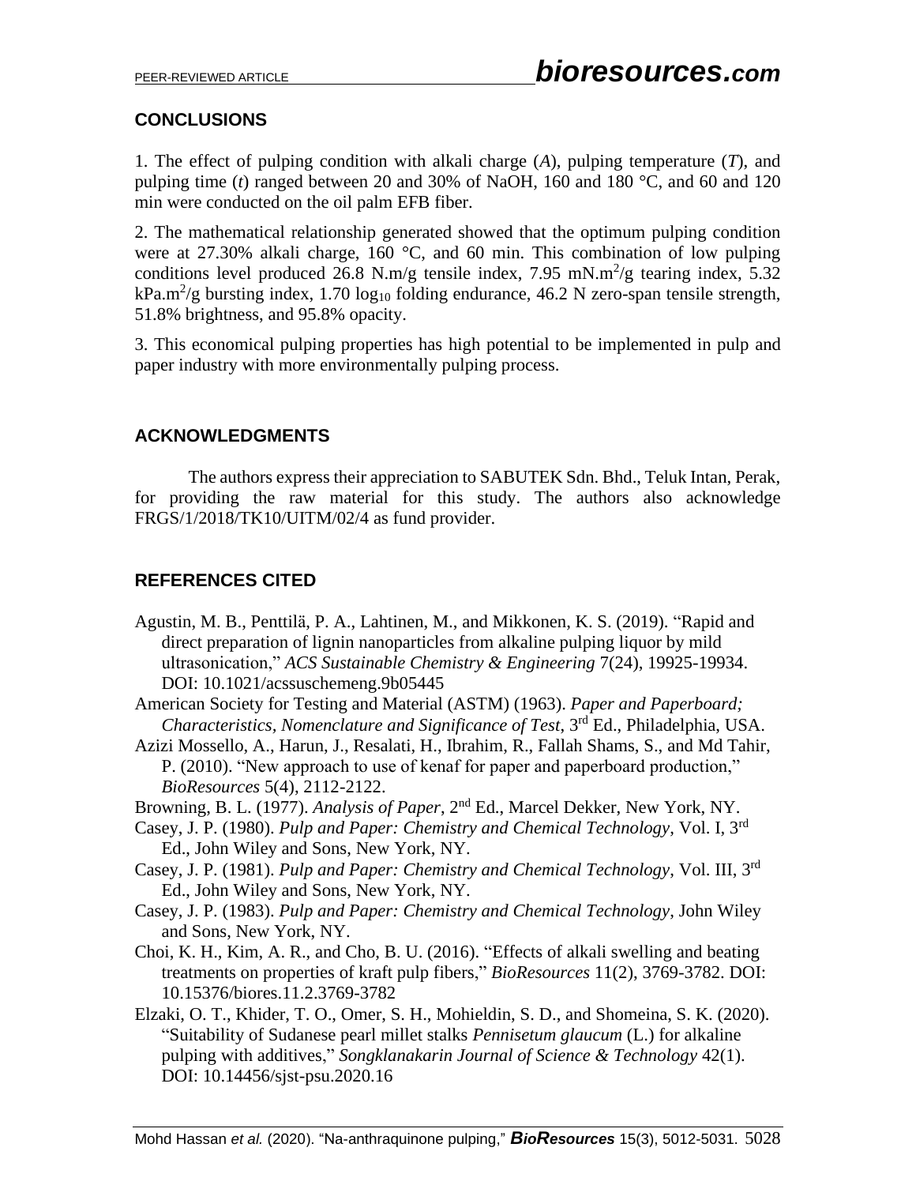## CONCLUSIONS

1. The effect of pulping condition with alkali charge (*A*), pulping temperature (*T*), and pulping time (*t*) ranged between 20 and 30% of NaOH, 160 and 180 °C, and 60 and 120 min were conducted on the oil palm EFB fiber.

2. The mathematical relationship generated showed that the optimum pulping condition were at 27.30% alkali charge, 160 °C, and 60 min. This combination of low pulping conditions level produced 26.8 N.m/g tensile index, 7.95 mN.m$^2$/g tearing index, 5.32 kPa.m$^2$/g bursting index, 1.70 $\log_{10}$ folding endurance, 46.2 N zero-span tensile strength, 51.8% brightness, and 95.8% opacity.

3. This economical pulping properties has high potential to be implemented in pulp and paper industry with more environmentally pulping process.

## ACKNOWLEDGMENTS

The authors express their appreciation to SABUTEK Sdn. Bhd., Teluk Intan, Perak, for providing the raw material for this study. The authors also acknowledge FRGS/1/2018/TK10/UITM/02/4 as fund provider.

## REFERENCES CITED

Agustin, M. B., Penttilä, P. A., Lahtinen, M., and Mikkonen, K. S. (2019). "Rapid and direct preparation of lignin nanoparticles from alkaline pulping liquor by mild ultrasonication," *ACS Sustainable Chemistry & Engineering* 7(24), 19925-19934. DOI: 10.1021/acssuschemeng.9b05445

American Society for Testing and Material (ASTM) (1963). *Paper and Paperboard; Characteristics, Nomenclature and Significance of Test*, 3rd Ed., Philadelphia, USA.

Azizi Mossello, A., Harun, J., Resalati, H., Ibrahim, R., Fallah Shams, S., and Md Tahir, P. (2010). "New approach to use of kenaf for paper and paperboard production," *BioResources* 5(4), 2112-2122.

Browning, B. L. (1977). *Analysis of Paper*, 2nd Ed., Marcel Dekker, New York, NY.

Casey, J. P. (1980). *Pulp and Paper: Chemistry and Chemical Technology*, Vol. I, 3rd Ed., John Wiley and Sons, New York, NY.

Casey, J. P. (1981). *Pulp and Paper: Chemistry and Chemical Technology*, Vol. III, 3rd Ed., John Wiley and Sons, New York, NY.

Casey, J. P. (1983). *Pulp and Paper: Chemistry and Chemical Technology*, John Wiley and Sons, New York, NY.

Choi, K. H., Kim, A. R., and Cho, B. U. (2016). "Effects of alkali swelling and beating treatments on properties of kraft pulp fibers," *BioResources* 11(2), 3769-3782. DOI: 10.15376/biores.11.2.3769-3782

Elzaki, O. T., Khider, T. O., Omer, S. H., Mohieldin, S. D., and Shomeina, S. K. (2020). "Suitability of Sudanese pearl millet stalks *Pennisetum glaucum* (L.) for alkaline pulping with additives," *Songklanakarin Journal of Science & Technology* 42(1). DOI: 10.14456/sjst-psu.2020.16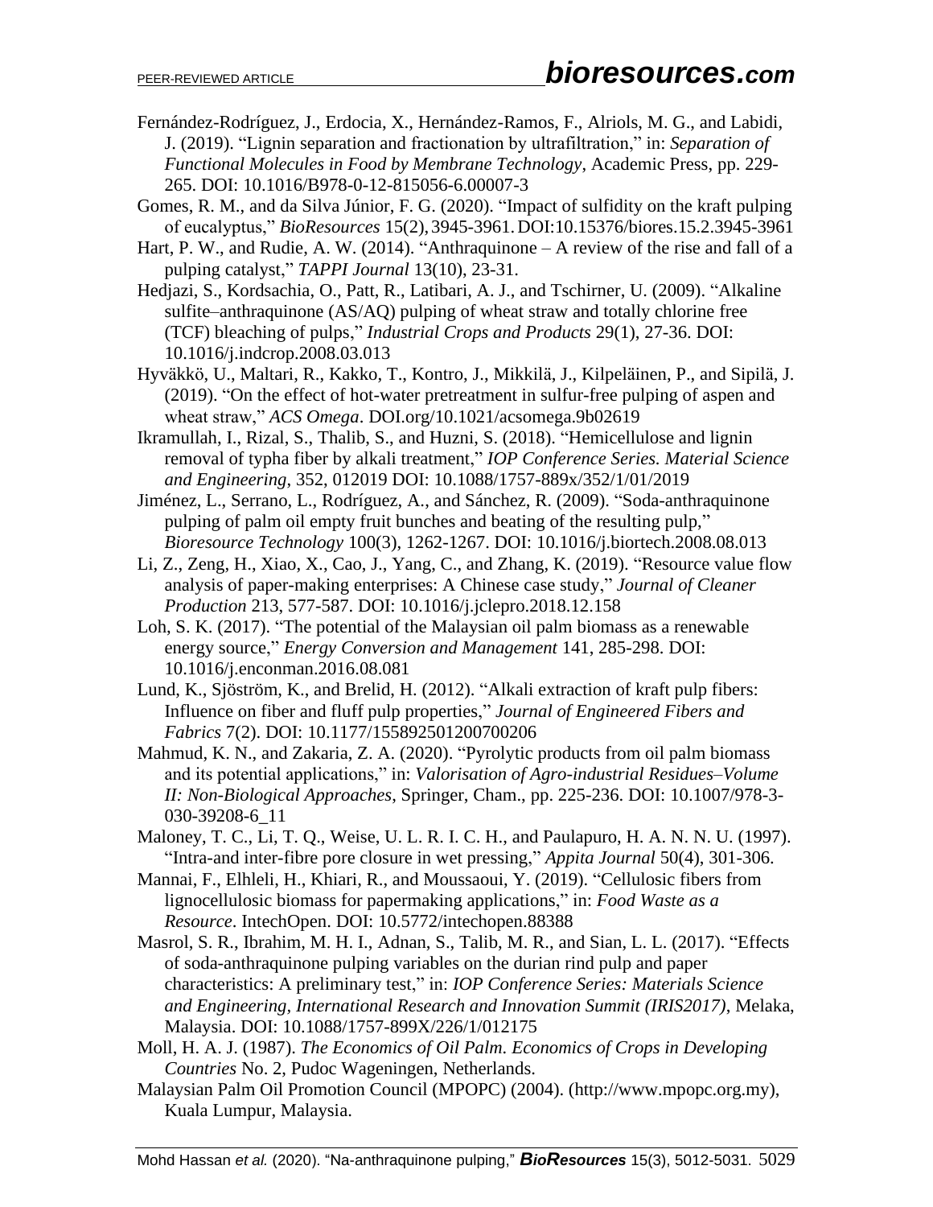Fernández-Rodríguez, J., Erdocia, X., Hernández-Ramos, F., Alriols, M. G., and Labidi, J. (2019). "Lignin separation and fractionation by ultrafiltration," in: *Separation of Functional Molecules in Food by Membrane Technology*, Academic Press, pp. 229-265. DOI: 10.1016/B978-0-12-815056-6.00007-3

Gomes, R. M., and da Silva Júnior, F. G. (2020). "Impact of sulfidity on the kraft pulping of eucalyptus," *BioResources* 15(2), 3945-3961. DOI:10.15376/biores.15.2.3945-3961

Hart, P. W., and Rudie, A. W. (2014). "Anthraquinone – A review of the rise and fall of a pulping catalyst," *TAPPI Journal* 13(10), 23-31.

Hedjazi, S., Kordsachia, O., Patt, R., Latibari, A. J., and Tschirner, U. (2009). "Alkaline sulfite–anthraquinone (AS/AQ) pulping of wheat straw and totally chlorine free (TCF) bleaching of pulps," *Industrial Crops and Products* 29(1), 27-36. DOI: 10.1016/j.indcrop.2008.03.013

Hyväkkö, U., Maltari, R., Kakko, T., Kontro, J., Mikkilä, J., Kilpeläinen, P., and Sipilä, J. (2019). "On the effect of hot-water pretreatment in sulfur-free pulping of aspen and wheat straw," *ACS Omega*. DOI.org/10.1021/acsomega.9b02619

Ikramullah, I., Rizal, S., Thalib, S., and Huzni, S. (2018). "Hemicellulose and lignin removal of typha fiber by alkali treatment," *IOP Conference Series. Material Science and Engineering*, 352, 012019 DOI: 10.1088/1757-889x/352/1/01/2019

Jiménez, L., Serrano, L., Rodríguez, A., and Sánchez, R. (2009). "Soda-anthraquinone pulping of palm oil empty fruit bunches and beating of the resulting pulp," *Bioresource Technology* 100(3), 1262-1267. DOI: 10.1016/j.biortech.2008.08.013

Li, Z., Zeng, H., Xiao, X., Cao, J., Yang, C., and Zhang, K. (2019). "Resource value flow analysis of paper-making enterprises: A Chinese case study," *Journal of Cleaner Production* 213, 577-587. DOI: 10.1016/j.jclepro.2018.12.158

Loh, S. K. (2017). "The potential of the Malaysian oil palm biomass as a renewable energy source," *Energy Conversion and Management* 141, 285-298. DOI: 10.1016/j.enconman.2016.08.081

Lund, K., Sjöström, K., and Brelid, H. (2012). "Alkali extraction of kraft pulp fibers: Influence on fiber and fluff pulp properties," *Journal of Engineered Fibers and Fabrics* 7(2). DOI: 10.1177/155892501200700206

Mahmud, K. N., and Zakaria, Z. A. (2020). "Pyrolytic products from oil palm biomass and its potential applications," in: *Valorisation of Agro-industrial Residues–Volume II: Non-Biological Approaches*, Springer, Cham., pp. 225-236. DOI: 10.1007/978-3-030-39208-6_11

Maloney, T. C., Li, T. Q., Weise, U. L. R. I. C. H., and Paulapuro, H. A. N. N. U. (1997). "Intra-and inter-fibre pore closure in wet pressing," *Appita Journal* 50(4), 301-306.

Mannai, F., Elhleli, H., Khiari, R., and Moussaoui, Y. (2019). "Cellulosic fibers from lignocellulosic biomass for papermaking applications," in: *Food Waste as a Resource*. IntechOpen. DOI: 10.5772/intechopen.88388

Masrol, S. R., Ibrahim, M. H. I., Adnan, S., Talib, M. R., and Sian, L. L. (2017). "Effects of soda-anthraquinone pulping variables on the durian rind pulp and paper characteristics: A preliminary test," in: *IOP Conference Series: Materials Science and Engineering, International Research and Innovation Summit (IRIS2017)*, Melaka, Malaysia. DOI: 10.1088/1757-899X/226/1/012175

Moll, H. A. J. (1987). *The Economics of Oil Palm. Economics of Crops in Developing Countries* No. 2, Pudoc Wageningen, Netherlands.

Malaysian Palm Oil Promotion Council (MPOPC) (2004). (http://www.mpopc.org.my), Kuala Lumpur, Malaysia.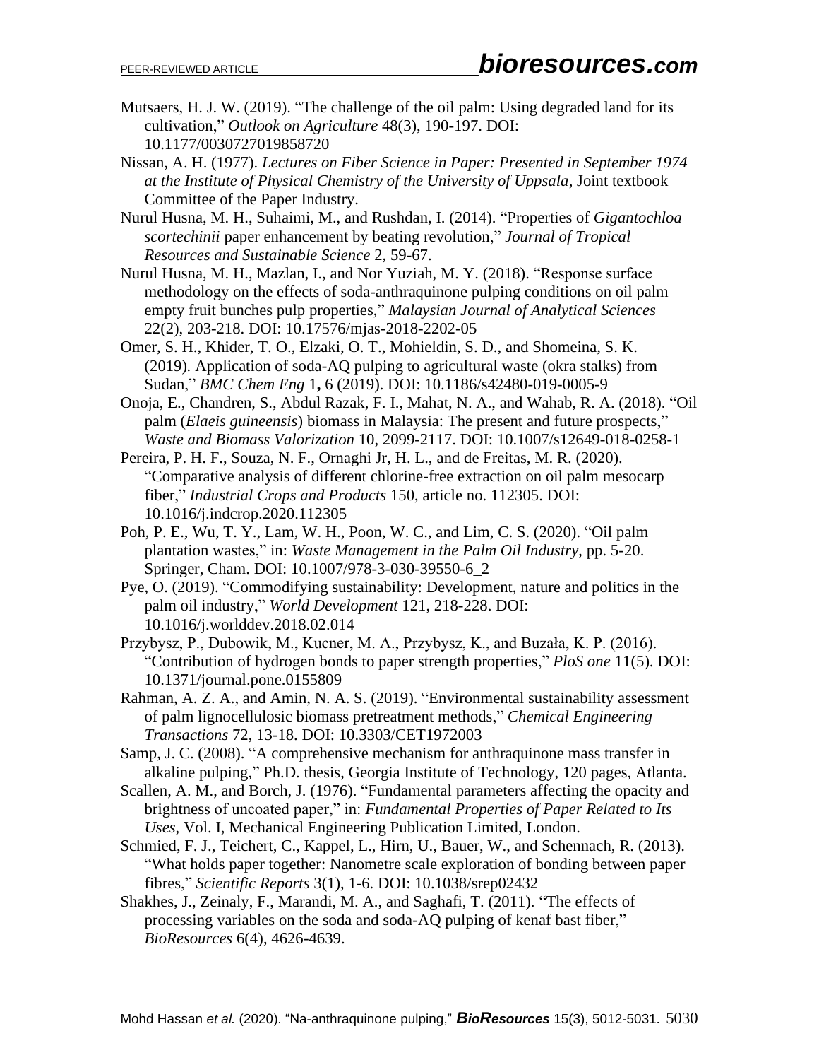Mutsaers, H. J. W. (2019). "The challenge of the oil palm: Using degraded land for its cultivation," *Outlook on Agriculture* 48(3), 190-197. DOI: 10.1177/0030727019858720

Nissan, A. H. (1977). *Lectures on Fiber Science in Paper: Presented in September 1974 at the Institute of Physical Chemistry of the University of Uppsala*, Joint textbook Committee of the Paper Industry.

Nurul Husna, M. H., Suhaimi, M., and Rushdan, I. (2014). "Properties of *Gigantochloa scortechinii* paper enhancement by beating revolution," *Journal of Tropical Resources and Sustainable Science* 2, 59-67.

Nurul Husna, M. H., Mazlan, I., and Nor Yuziah, M. Y. (2018). "Response surface methodology on the effects of soda-anthraquinone pulping conditions on oil palm empty fruit bunches pulp properties," *Malaysian Journal of Analytical Sciences* 22(2), 203-218. DOI: 10.17576/mjas-2018-2202-05

Omer, S. H., Khider, T. O., Elzaki, O. T., Mohieldin, S. D., and Shomeina, S. K. (2019). Application of soda-AQ pulping to agricultural waste (okra stalks) from Sudan," *BMC Chem Eng* 1**,** 6 (2019). DOI: 10.1186/s42480-019-0005-9

Onoja, E., Chandren, S., Abdul Razak, F. I., Mahat, N. A., and Wahab, R. A. (2018). "Oil palm (*Elaeis guineensis*) biomass in Malaysia: The present and future prospects," *Waste and Biomass Valorization* 10, 2099-2117. DOI: 10.1007/s12649-018-0258-1

Pereira, P. H. F., Souza, N. F., Ornaghi Jr, H. L., and de Freitas, M. R. (2020). "Comparative analysis of different chlorine-free extraction on oil palm mesocarp fiber," *Industrial Crops and Products* 150, article no. 112305. DOI: 10.1016/j.indcrop.2020.112305

Poh, P. E., Wu, T. Y., Lam, W. H., Poon, W. C., and Lim, C. S. (2020). "Oil palm plantation wastes," in: *Waste Management in the Palm Oil Industry*, pp. 5-20. Springer, Cham. DOI: 10.1007/978-3-030-39550-6_2

Pye, O. (2019). "Commodifying sustainability: Development, nature and politics in the palm oil industry," *World Development* 121, 218-228. DOI: 10.1016/j.worlddev.2018.02.014

Przybysz, P., Dubowik, M., Kucner, M. A., Przybysz, K., and Buzała, K. P. (2016). "Contribution of hydrogen bonds to paper strength properties," *PloS one* 11(5). DOI: 10.1371/journal.pone.0155809

Rahman, A. Z. A., and Amin, N. A. S. (2019). "Environmental sustainability assessment of palm lignocellulosic biomass pretreatment methods," *Chemical Engineering Transactions* 72, 13-18. DOI: 10.3303/CET1972003

Samp, J. C. (2008). "A comprehensive mechanism for anthraquinone mass transfer in alkaline pulping," Ph.D. thesis, Georgia Institute of Technology, 120 pages, Atlanta.

Scallen, A. M., and Borch, J. (1976). "Fundamental parameters affecting the opacity and brightness of uncoated paper," in: *Fundamental Properties of Paper Related to Its Uses*, Vol. I, Mechanical Engineering Publication Limited, London.

Schmied, F. J., Teichert, C., Kappel, L., Hirn, U., Bauer, W., and Schennach, R. (2013). "What holds paper together: Nanometre scale exploration of bonding between paper fibres," *Scientific Reports* 3(1), 1-6. DOI: 10.1038/srep02432

Shakhes, J., Zeinaly, F., Marandi, M. A., and Saghafi, T. (2011). "The effects of processing variables on the soda and soda-AQ pulping of kenaf bast fiber," *BioResources* 6(4), 4626-4639.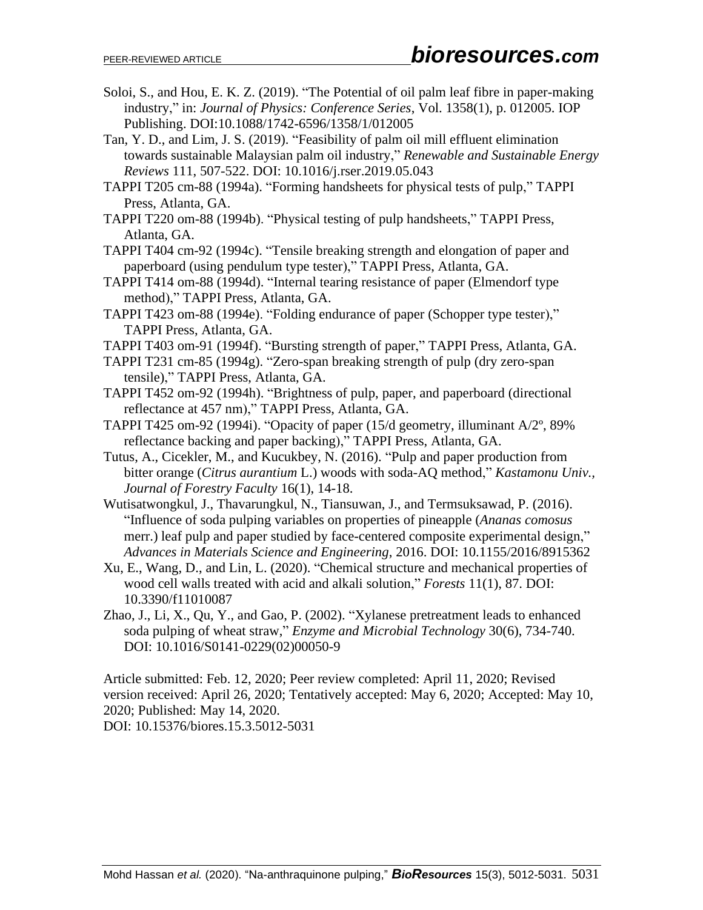Soloi, S., and Hou, E. K. Z. (2019). "The Potential of oil palm leaf fibre in paper-making industry," in: *Journal of Physics: Conference Series*, Vol. 1358(1), p. 012005. IOP Publishing. DOI:10.1088/1742-6596/1358/1/012005

Tan, Y. D., and Lim, J. S. (2019). "Feasibility of palm oil mill effluent elimination towards sustainable Malaysian palm oil industry," *Renewable and Sustainable Energy Reviews* 111, 507-522. DOI: 10.1016/j.rser.2019.05.043

TAPPI T205 cm-88 (1994a). "Forming handsheets for physical tests of pulp," TAPPI Press, Atlanta, GA.

TAPPI T220 om-88 (1994b). "Physical testing of pulp handsheets," TAPPI Press, Atlanta, GA.

TAPPI T404 cm-92 (1994c). "Tensile breaking strength and elongation of paper and paperboard (using pendulum type tester)," TAPPI Press, Atlanta, GA.

TAPPI T414 om-88 (1994d). "Internal tearing resistance of paper (Elmendorf type method)," TAPPI Press, Atlanta, GA.

TAPPI T423 om-88 (1994e). "Folding endurance of paper (Schopper type tester)," TAPPI Press, Atlanta, GA.

TAPPI T403 om-91 (1994f). "Bursting strength of paper," TAPPI Press, Atlanta, GA.

TAPPI T231 cm-85 (1994g). "Zero-span breaking strength of pulp (dry zero-span tensile)," TAPPI Press, Atlanta, GA.

TAPPI T452 om-92 (1994h). "Brightness of pulp, paper, and paperboard (directional reflectance at 457 nm)," TAPPI Press, Atlanta, GA.

TAPPI T425 om-92 (1994i). "Opacity of paper (15/d geometry, illuminant A/2º, 89% reflectance backing and paper backing)," TAPPI Press, Atlanta, GA.

Tutus, A., Cicekler, M., and Kucukbey, N. (2016). "Pulp and paper production from bitter orange (*Citrus aurantium* L.) woods with soda-AQ method," *Kastamonu Univ., Journal of Forestry Faculty* 16(1), 14-18.

Wutisatwongkul, J., Thavarungkul, N., Tiansuwan, J., and Termsuksawad, P. (2016). "Influence of soda pulping variables on properties of pineapple (*Ananas comosus* merr.) leaf pulp and paper studied by face-centered composite experimental design," *Advances in Materials Science and Engineering*, 2016. DOI: 10.1155/2016/8915362

Xu, E., Wang, D., and Lin, L. (2020). "Chemical structure and mechanical properties of wood cell walls treated with acid and alkali solution," *Forests* 11(1), 87. DOI: 10.3390/f11010087

Zhao, J., Li, X., Qu, Y., and Gao, P. (2002). "Xylanese pretreatment leads to enhanced soda pulping of wheat straw," *Enzyme and Microbial Technology* 30(6), 734-740. DOI: 10.1016/S0141-0229(02)00050-9

Article submitted: Feb. 12, 2020; Peer review completed: April 11, 2020; Revised version received: April 26, 2020; Tentatively accepted: May 6, 2020; Accepted: May 10, 2020; Published: May 14, 2020.

DOI: 10.15376/biores.15.3.5012-5031